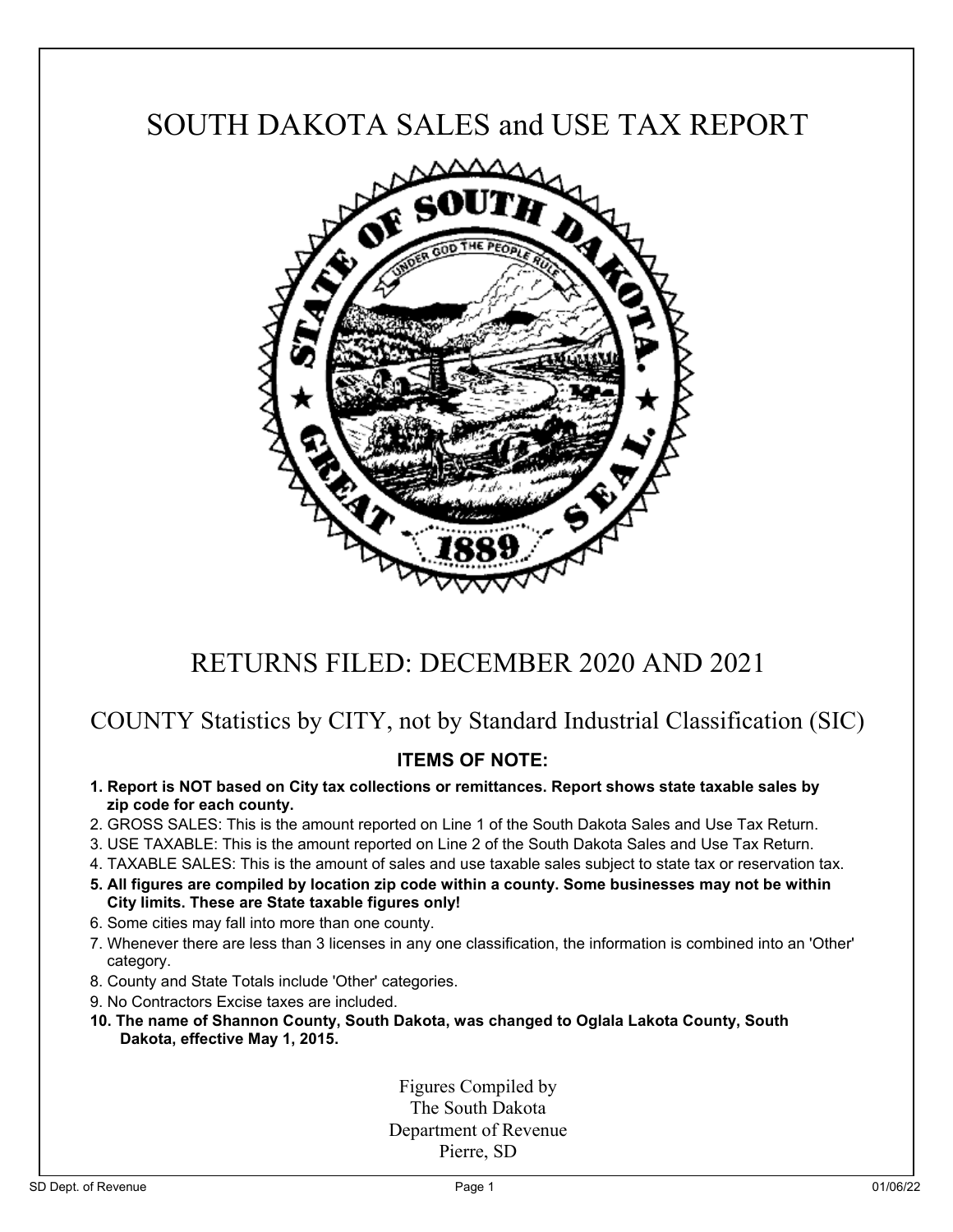# SOUTH DAKOTA SALES and USE TAX REPORT

## RETURNS FILED: DECEMBER 2020 AND 2021

### COUNTY Statistics by CITY, not by Standard Industrial Classification (SIC)

**ITEMS OF NOTE:**

1. **Report is NOT based on City tax collections or remittances. Report shows state taxable sales by zip code for each county.**
2. GROSS SALES: This is the amount reported on Line 1 of the South Dakota Sales and Use Tax Return.
3. USE TAXABLE: This is the amount reported on Line 2 of the South Dakota Sales and Use Tax Return.
4. TAXABLE SALES: This is the amount of sales and use taxable sales subject to state tax or reservation tax.
5. **All figures are compiled by location zip code within a county. Some businesses may not be within City limits. These are State taxable figures only!**
6. Some cities may fall into more than one county.
7. Whenever there are less than 3 licenses in any one classification, the information is combined into an 'Other' category.
8. County and State Totals include 'Other' categories.
9. No Contractors Excise taxes are included.
10. **The name of Shannon County, South Dakota, was changed to Oglala Lakota County, South Dakota, effective May 1, 2015.**

Figures Compiled by
The South Dakota
Department of Revenue
Pierre, SD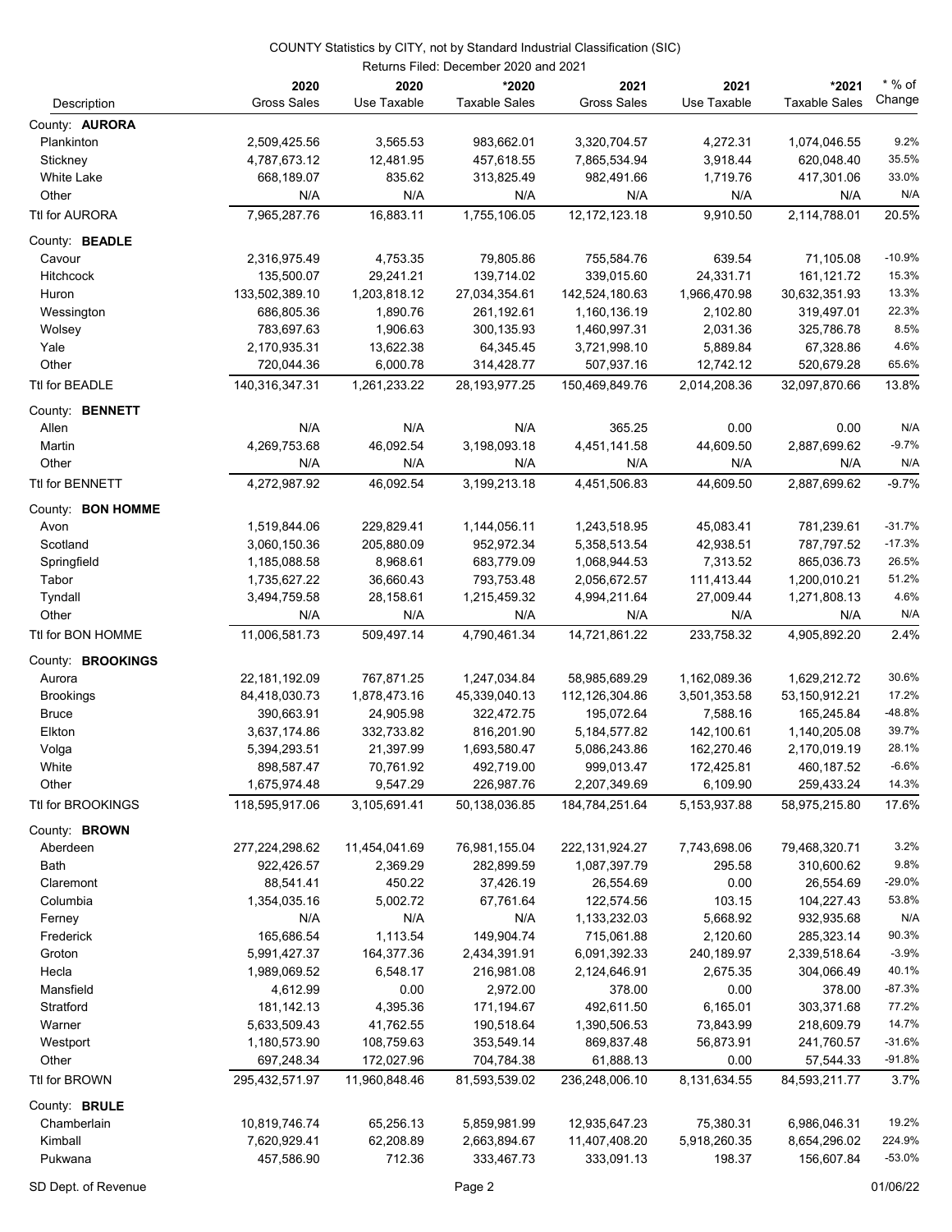COUNTY Statistics by CITY, not by Standard Industrial Classification (SIC)

Returns Filed: December 2020 and 2021

| Description | 2020 Gross Sales | 2020 Use Taxable | *2020 Taxable Sales | 2021 Gross Sales | 2021 Use Taxable | *2021 Taxable Sales | * % of Change |
|---|---|---|---|---|---|---|---|
| County: **AURORA** | | | | | | | |
| Plankinton | 2,509,425.56 | 3,565.53 | 983,662.01 | 3,320,704.57 | 4,272.31 | 1,074,046.55 | 9.2% |
| Stickney | 4,787,673.12 | 12,481.95 | 457,618.55 | 7,865,534.94 | 3,918.44 | 620,048.40 | 35.5% |
| White Lake | 668,189.07 | 835.62 | 313,825.49 | 982,491.66 | 1,719.76 | 417,301.06 | 33.0% |
| Other | N/A | N/A | N/A | N/A | N/A | N/A | N/A |
| Ttl for AURORA | 7,965,287.76 | 16,883.11 | 1,755,106.05 | 12,172,123.18 | 9,910.50 | 2,114,788.01 | 20.5% |
| County: **BEADLE** | | | | | | | |
| Cavour | 2,316,975.49 | 4,753.35 | 79,805.86 | 755,584.76 | 639.54 | 71,105.08 | -10.9% |
| Hitchcock | 135,500.07 | 29,241.21 | 139,714.02 | 339,015.60 | 24,331.71 | 161,121.72 | 15.3% |
| Huron | 133,502,389.10 | 1,203,818.12 | 27,034,354.61 | 142,524,180.63 | 1,966,470.98 | 30,632,351.93 | 13.3% |
| Wessington | 686,805.36 | 1,890.76 | 261,192.61 | 1,160,136.19 | 2,102.80 | 319,497.01 | 22.3% |
| Wolsey | 783,697.63 | 1,906.63 | 300,135.93 | 1,460,997.31 | 2,031.36 | 325,786.78 | 8.5% |
| Yale | 2,170,935.31 | 13,622.38 | 64,345.45 | 3,721,998.10 | 5,889.84 | 67,328.86 | 4.6% |
| Other | 720,044.36 | 6,000.78 | 314,428.77 | 507,937.16 | 12,742.12 | 520,679.28 | 65.6% |
| Ttl for BEADLE | 140,316,347.31 | 1,261,233.22 | 28,193,977.25 | 150,469,849.76 | 2,014,208.36 | 32,097,870.66 | 13.8% |
| County: **BENNETT** | | | | | | | |
| Allen | N/A | N/A | N/A | 365.25 | 0.00 | 0.00 | N/A |
| Martin | 4,269,753.68 | 46,092.54 | 3,198,093.18 | 4,451,141.58 | 44,609.50 | 2,887,699.62 | -9.7% |
| Other | N/A | N/A | N/A | N/A | N/A | N/A | N/A |
| Ttl for BENNETT | 4,272,987.92 | 46,092.54 | 3,199,213.18 | 4,451,506.83 | 44,609.50 | 2,887,699.62 | -9.7% |
| County: **BON HOMME** | | | | | | | |
| Avon | 1,519,844.06 | 229,829.41 | 1,144,056.11 | 1,243,518.95 | 45,083.41 | 781,239.61 | -31.7% |
| Scotland | 3,060,150.36 | 205,880.09 | 952,972.34 | 5,358,513.54 | 42,938.51 | 787,797.52 | -17.3% |
| Springfield | 1,185,088.58 | 8,968.61 | 683,779.09 | 1,068,944.53 | 7,313.52 | 865,036.73 | 26.5% |
| Tabor | 1,735,627.22 | 36,660.43 | 793,753.48 | 2,056,672.57 | 111,413.44 | 1,200,010.21 | 51.2% |
| Tyndall | 3,494,759.58 | 28,158.61 | 1,215,459.32 | 4,994,211.64 | 27,009.44 | 1,271,808.13 | 4.6% |
| Other | N/A | N/A | N/A | N/A | N/A | N/A | N/A |
| Ttl for BON HOMME | 11,006,581.73 | 509,497.14 | 4,790,461.34 | 14,721,861.22 | 233,758.32 | 4,905,892.20 | 2.4% |
| County: **BROOKINGS** | | | | | | | |
| Aurora | 22,181,192.09 | 767,871.25 | 1,247,034.84 | 58,985,689.29 | 1,162,089.36 | 1,629,212.72 | 30.6% |
| Brookings | 84,418,030.73 | 1,878,473.16 | 45,339,040.13 | 112,126,304.86 | 3,501,353.58 | 53,150,912.21 | 17.2% |
| Bruce | 390,663.91 | 24,905.98 | 322,472.75 | 195,072.64 | 7,588.16 | 165,245.84 | -48.8% |
| Elkton | 3,637,174.86 | 332,733.82 | 816,201.90 | 5,184,577.82 | 142,100.61 | 1,140,205.08 | 39.7% |
| Volga | 5,394,293.51 | 21,397.99 | 1,693,580.47 | 5,086,243.86 | 162,270.46 | 2,170,019.19 | 28.1% |
| White | 898,587.47 | 70,761.92 | 492,719.00 | 999,013.47 | 172,425.81 | 460,187.52 | -6.6% |
| Other | 1,675,974.48 | 9,547.29 | 226,987.76 | 2,207,349.69 | 6,109.90 | 259,433.24 | 14.3% |
| Ttl for BROOKINGS | 118,595,917.06 | 3,105,691.41 | 50,138,036.85 | 184,784,251.64 | 5,153,937.88 | 58,975,215.80 | 17.6% |
| County: **BROWN** | | | | | | | |
| Aberdeen | 277,224,298.62 | 11,454,041.69 | 76,981,155.04 | 222,131,924.27 | 7,743,698.06 | 79,468,320.71 | 3.2% |
| Bath | 922,426.57 | 2,369.29 | 282,899.59 | 1,087,397.79 | 295.58 | 310,600.62 | 9.8% |
| Claremont | 88,541.41 | 450.22 | 37,426.19 | 26,554.69 | 0.00 | 26,554.69 | -29.0% |
| Columbia | 1,354,035.16 | 5,002.72 | 67,761.64 | 122,574.56 | 103.15 | 104,227.43 | 53.8% |
| Ferney | N/A | N/A | N/A | 1,133,232.03 | 5,668.92 | 932,935.68 | N/A |
| Frederick | 165,686.54 | 1,113.54 | 149,904.74 | 715,061.88 | 2,120.60 | 285,323.14 | 90.3% |
| Groton | 5,991,427.37 | 164,377.36 | 2,434,391.91 | 6,091,392.33 | 240,189.97 | 2,339,518.64 | -3.9% |
| Hecla | 1,989,069.52 | 6,548.17 | 216,981.08 | 2,124,646.91 | 2,675.35 | 304,066.49 | 40.1% |
| Mansfield | 4,612.99 | 0.00 | 2,972.00 | 378.00 | 0.00 | 378.00 | -87.3% |
| Stratford | 181,142.13 | 4,395.36 | 171,194.67 | 492,611.50 | 6,165.01 | 303,371.68 | 77.2% |
| Warner | 5,633,509.43 | 41,762.55 | 190,518.64 | 1,390,506.53 | 73,843.99 | 218,609.79 | 14.7% |
| Westport | 1,180,573.90 | 108,759.63 | 353,549.14 | 869,837.48 | 56,873.91 | 241,760.57 | -31.6% |
| Other | 697,248.34 | 172,027.96 | 704,784.38 | 61,888.13 | 0.00 | 57,544.33 | -91.8% |
| Ttl for BROWN | 295,432,571.97 | 11,960,848.46 | 81,593,539.02 | 236,248,006.10 | 8,131,634.55 | 84,593,211.77 | 3.7% |
| County: **BRULE** | | | | | | | |
| Chamberlain | 10,819,746.74 | 65,256.13 | 5,859,981.99 | 12,935,647.23 | 75,380.31 | 6,986,046.31 | 19.2% |
| Kimball | 7,620,929.41 | 62,208.89 | 2,663,894.67 | 11,407,408.20 | 5,918,260.35 | 8,654,296.02 | 224.9% |
| Pukwana | 457,586.90 | 712.36 | 333,467.73 | 333,091.13 | 198.37 | 156,607.84 | -53.0% |

SD Dept. of Revenue — 01/06/22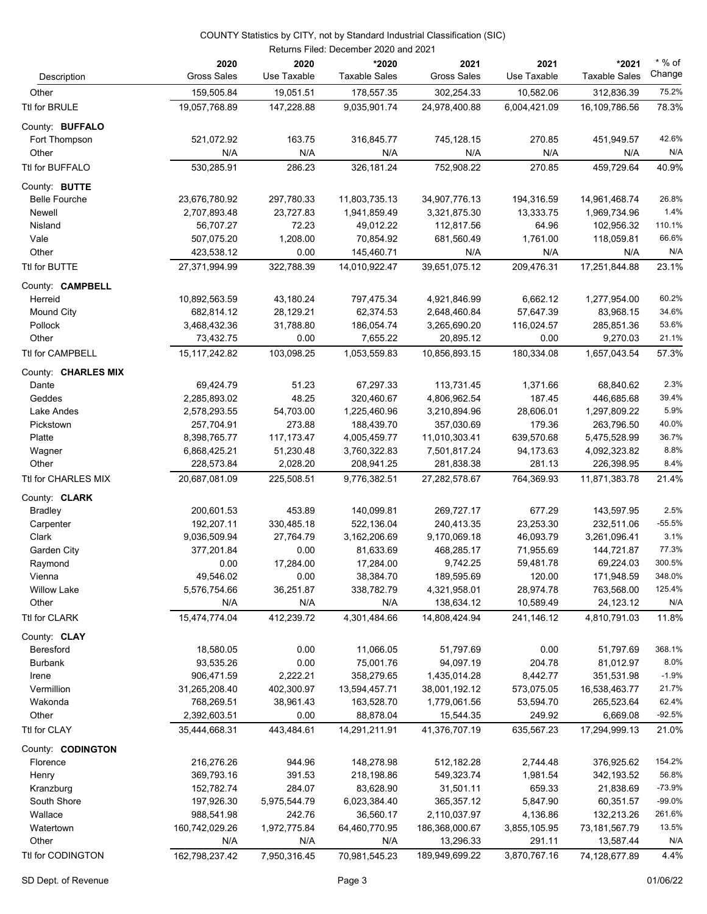COUNTY Statistics by CITY, not by Standard Industrial Classification (SIC)

Returns Filed: December 2020 and 2021

| Description | 2020 Gross Sales | 2020 Use Taxable | *2020 Taxable Sales | 2021 Gross Sales | 2021 Use Taxable | *2021 Taxable Sales | * % of Change |
|---|---|---|---|---|---|---|---|
| Other | 159,505.84 | 19,051.51 | 178,557.35 | 302,254.33 | 10,582.06 | 312,836.39 | 75.2% |
| Ttl for BRULE | 19,057,768.89 | 147,228.88 | 9,035,901.74 | 24,978,400.88 | 6,004,421.09 | 16,109,786.56 | 78.3% |
| County: **BUFFALO** | | | | | | | |
| Fort Thompson | 521,072.92 | 163.75 | 316,845.77 | 745,128.15 | 270.85 | 451,949.57 | 42.6% |
| Other | N/A | N/A | N/A | N/A | N/A | N/A | N/A |
| Ttl for BUFFALO | 530,285.91 | 286.23 | 326,181.24 | 752,908.22 | 270.85 | 459,729.64 | 40.9% |
| County: **BUTTE** | | | | | | | |
| Belle Fourche | 23,676,780.92 | 297,780.33 | 11,803,735.13 | 34,907,776.13 | 194,316.59 | 14,961,468.74 | 26.8% |
| Newell | 2,707,893.48 | 23,727.83 | 1,941,859.49 | 3,321,875.30 | 13,333.75 | 1,969,734.96 | 1.4% |
| Nisland | 56,707.27 | 72.23 | 49,012.22 | 112,817.56 | 64.96 | 102,956.32 | 110.1% |
| Vale | 507,075.20 | 1,208.00 | 70,854.92 | 681,560.49 | 1,761.00 | 118,059.81 | 66.6% |
| Other | 423,538.12 | 0.00 | 145,460.71 | N/A | N/A | N/A | N/A |
| Ttl for BUTTE | 27,371,994.99 | 322,788.39 | 14,010,922.47 | 39,651,075.12 | 209,476.31 | 17,251,844.88 | 23.1% |
| County: **CAMPBELL** | | | | | | | |
| Herreid | 10,892,563.59 | 43,180.24 | 797,475.34 | 4,921,846.99 | 6,662.12 | 1,277,954.00 | 60.2% |
| Mound City | 682,814.12 | 28,129.21 | 62,374.53 | 2,648,460.84 | 57,647.39 | 83,968.15 | 34.6% |
| Pollock | 3,468,432.36 | 31,788.80 | 186,054.74 | 3,265,690.20 | 116,024.57 | 285,851.36 | 53.6% |
| Other | 73,432.75 | 0.00 | 7,655.22 | 20,895.12 | 0.00 | 9,270.03 | 21.1% |
| Ttl for CAMPBELL | 15,117,242.82 | 103,098.25 | 1,053,559.83 | 10,856,893.15 | 180,334.08 | 1,657,043.54 | 57.3% |
| County: **CHARLES MIX** | | | | | | | |
| Dante | 69,424.79 | 51.23 | 67,297.33 | 113,731.45 | 1,371.66 | 68,840.62 | 2.3% |
| Geddes | 2,285,893.02 | 48.25 | 320,460.67 | 4,806,962.54 | 187.45 | 446,685.68 | 39.4% |
| Lake Andes | 2,578,293.55 | 54,703.00 | 1,225,460.96 | 3,210,894.96 | 28,606.01 | 1,297,809.22 | 5.9% |
| Pickstown | 257,704.91 | 273.88 | 188,439.70 | 357,030.69 | 179.36 | 263,796.50 | 40.0% |
| Platte | 8,398,765.77 | 117,173.47 | 4,005,459.77 | 11,010,303.41 | 639,570.68 | 5,475,528.99 | 36.7% |
| Wagner | 6,868,425.21 | 51,230.48 | 3,760,322.83 | 7,501,817.24 | 94,173.63 | 4,092,323.82 | 8.8% |
| Other | 228,573.84 | 2,028.20 | 208,941.25 | 281,838.38 | 281.13 | 226,398.95 | 8.4% |
| Ttl for CHARLES MIX | 20,687,081.09 | 225,508.51 | 9,776,382.51 | 27,282,578.67 | 764,369.93 | 11,871,383.78 | 21.4% |
| County: **CLARK** | | | | | | | |
| Bradley | 200,601.53 | 453.89 | 140,099.81 | 269,727.17 | 677.29 | 143,597.95 | 2.5% |
| Carpenter | 192,207.11 | 330,485.18 | 522,136.04 | 240,413.35 | 23,253.30 | 232,511.06 | -55.5% |
| Clark | 9,036,509.94 | 27,764.79 | 3,162,206.69 | 9,170,069.18 | 46,093.79 | 3,261,096.41 | 3.1% |
| Garden City | 377,201.84 | 0.00 | 81,633.69 | 468,285.17 | 71,955.69 | 144,721.87 | 77.3% |
| Raymond | 0.00 | 17,284.00 | 17,284.00 | 9,742.25 | 59,481.78 | 69,224.03 | 300.5% |
| Vienna | 49,546.02 | 0.00 | 38,384.70 | 189,595.69 | 120.00 | 171,948.59 | 348.0% |
| Willow Lake | 5,576,754.66 | 36,251.87 | 338,782.79 | 4,321,958.01 | 28,974.78 | 763,568.00 | 125.4% |
| Other | N/A | N/A | N/A | 138,634.12 | 10,589.49 | 24,123.12 | N/A |
| Ttl for CLARK | 15,474,774.04 | 412,239.72 | 4,301,484.66 | 14,808,424.94 | 241,146.12 | 4,810,791.03 | 11.8% |
| County: **CLAY** | | | | | | | |
| Beresford | 18,580.05 | 0.00 | 11,066.05 | 51,797.69 | 0.00 | 51,797.69 | 368.1% |
| Burbank | 93,535.26 | 0.00 | 75,001.76 | 94,097.19 | 204.78 | 81,012.97 | 8.0% |
| Irene | 906,471.59 | 2,222.21 | 358,279.65 | 1,435,014.28 | 8,442.77 | 351,531.98 | -1.9% |
| Vermillion | 31,265,208.40 | 402,300.97 | 13,594,457.71 | 38,001,192.12 | 573,075.05 | 16,538,463.77 | 21.7% |
| Wakonda | 768,269.51 | 38,961.43 | 163,528.70 | 1,779,061.56 | 53,594.70 | 265,523.64 | 62.4% |
| Other | 2,392,603.51 | 0.00 | 88,878.04 | 15,544.35 | 249.92 | 6,669.08 | -92.5% |
| Ttl for CLAY | 35,444,668.31 | 443,484.61 | 14,291,211.91 | 41,376,707.19 | 635,567.23 | 17,294,999.13 | 21.0% |
| County: **CODINGTON** | | | | | | | |
| Florence | 216,276.26 | 944.96 | 148,278.98 | 512,182.28 | 2,744.48 | 376,925.62 | 154.2% |
| Henry | 369,793.16 | 391.53 | 218,198.86 | 549,323.74 | 1,981.54 | 342,193.52 | 56.8% |
| Kranzburg | 152,782.74 | 284.07 | 83,628.90 | 31,501.11 | 659.33 | 21,838.69 | -73.9% |
| South Shore | 197,926.30 | 5,975,544.79 | 6,023,384.40 | 365,357.12 | 5,847.90 | 60,351.57 | -99.0% |
| Wallace | 988,541.98 | 242.76 | 36,560.17 | 2,110,037.97 | 4,136.86 | 132,213.26 | 261.6% |
| Watertown | 160,742,029.26 | 1,972,775.84 | 64,460,770.95 | 186,368,000.67 | 3,855,105.95 | 73,181,567.79 | 13.5% |
| Other | N/A | N/A | N/A | 13,296.33 | 291.11 | 13,587.44 | N/A |
| Ttl for CODINGTON | 162,798,237.42 | 7,950,316.45 | 70,981,545.23 | 189,949,699.22 | 3,870,767.16 | 74,128,677.89 | 4.4% |

SD Dept. of Revenue 01/06/22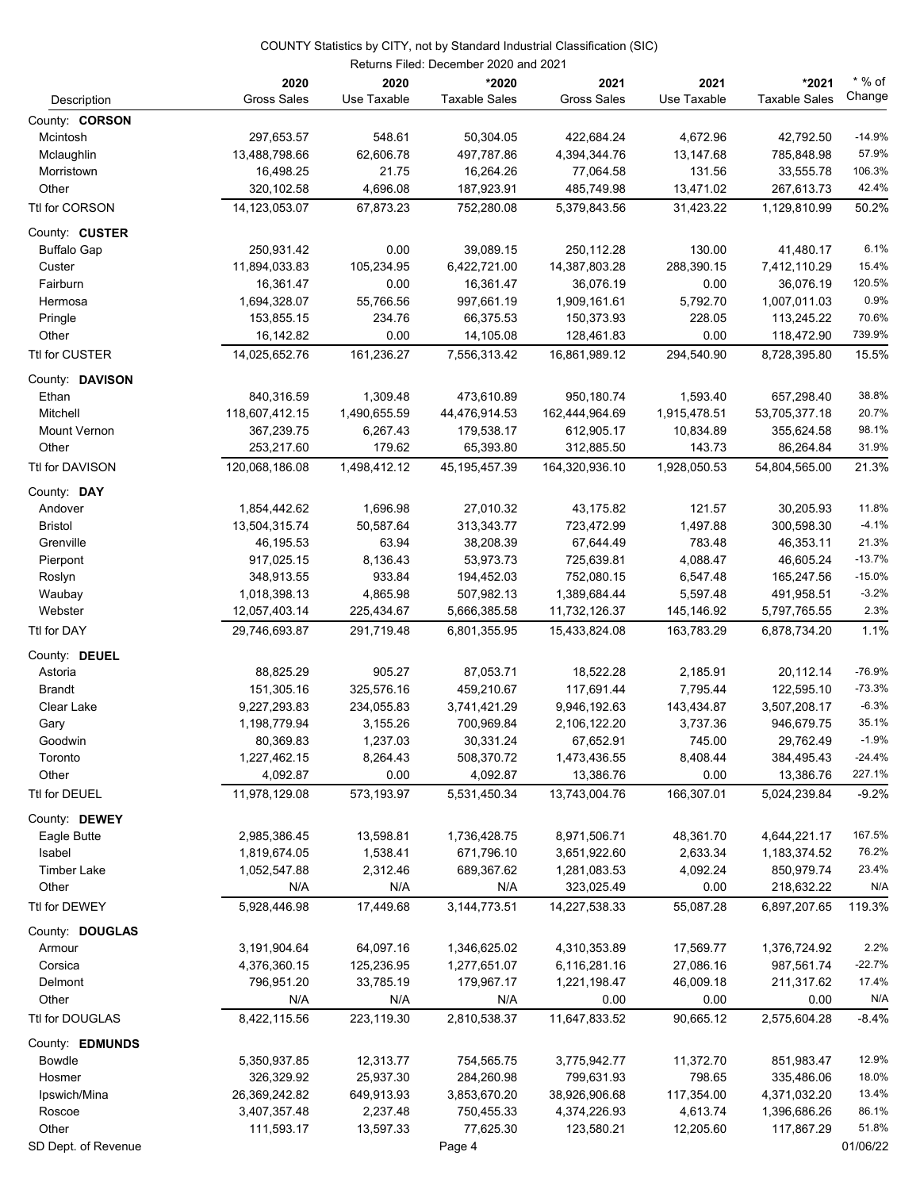COUNTY Statistics by CITY, not by Standard Industrial Classification (SIC)

Returns Filed: December 2020 and 2021

| Description | 2020 Gross Sales | 2020 Use Taxable | *2020 Taxable Sales | 2021 Gross Sales | 2021 Use Taxable | *2021 Taxable Sales | * % of Change |
|---|---|---|---|---|---|---|---|
| County: **CORSON** | | | | | | | |
| Mcintosh | 297,653.57 | 548.61 | 50,304.05 | 422,684.24 | 4,672.96 | 42,792.50 | -14.9% |
| Mclaughlin | 13,488,798.66 | 62,606.78 | 497,787.86 | 4,394,344.76 | 13,147.68 | 785,848.98 | 57.9% |
| Morristown | 16,498.25 | 21.75 | 16,264.26 | 77,064.58 | 131.56 | 33,555.78 | 106.3% |
| Other | 320,102.58 | 4,696.08 | 187,923.91 | 485,749.98 | 13,471.02 | 267,613.73 | 42.4% |
| Ttl for CORSON | 14,123,053.07 | 67,873.23 | 752,280.08 | 5,379,843.56 | 31,423.22 | 1,129,810.99 | 50.2% |
| County: **CUSTER** | | | | | | | |
| Buffalo Gap | 250,931.42 | 0.00 | 39,089.15 | 250,112.28 | 130.00 | 41,480.17 | 6.1% |
| Custer | 11,894,033.83 | 105,234.95 | 6,422,721.00 | 14,387,803.28 | 288,390.15 | 7,412,110.29 | 15.4% |
| Fairburn | 16,361.47 | 0.00 | 16,361.47 | 36,076.19 | 0.00 | 36,076.19 | 120.5% |
| Hermosa | 1,694,328.07 | 55,766.56 | 997,661.19 | 1,909,161.61 | 5,792.70 | 1,007,011.03 | 0.9% |
| Pringle | 153,855.15 | 234.76 | 66,375.53 | 150,373.93 | 228.05 | 113,245.22 | 70.6% |
| Other | 16,142.82 | 0.00 | 14,105.08 | 128,461.83 | 0.00 | 118,472.90 | 739.9% |
| Ttl for CUSTER | 14,025,652.76 | 161,236.27 | 7,556,313.42 | 16,861,989.12 | 294,540.90 | 8,728,395.80 | 15.5% |
| County: **DAVISON** | | | | | | | |
| Ethan | 840,316.59 | 1,309.48 | 473,610.89 | 950,180.74 | 1,593.40 | 657,298.40 | 38.8% |
| Mitchell | 118,607,412.15 | 1,490,655.59 | 44,476,914.53 | 162,444,964.69 | 1,915,478.51 | 53,705,377.18 | 20.7% |
| Mount Vernon | 367,239.75 | 6,267.43 | 179,538.17 | 612,905.17 | 10,834.89 | 355,624.58 | 98.1% |
| Other | 253,217.60 | 179.62 | 65,393.80 | 312,885.50 | 143.73 | 86,264.84 | 31.9% |
| Ttl for DAVISON | 120,068,186.08 | 1,498,412.12 | 45,195,457.39 | 164,320,936.10 | 1,928,050.53 | 54,804,565.00 | 21.3% |
| County: **DAY** | | | | | | | |
| Andover | 1,854,442.62 | 1,696.98 | 27,010.32 | 43,175.82 | 121.57 | 30,205.93 | 11.8% |
| Bristol | 13,504,315.74 | 50,587.64 | 313,343.77 | 723,472.99 | 1,497.88 | 300,598.30 | -4.1% |
| Grenville | 46,195.53 | 63.94 | 38,208.39 | 67,644.49 | 783.48 | 46,353.11 | 21.3% |
| Pierpont | 917,025.15 | 8,136.43 | 53,973.73 | 725,639.81 | 4,088.47 | 46,605.24 | -13.7% |
| Roslyn | 348,913.55 | 933.84 | 194,452.03 | 752,080.15 | 6,547.48 | 165,247.56 | -15.0% |
| Waubay | 1,018,398.13 | 4,865.98 | 507,982.13 | 1,389,684.44 | 5,597.48 | 491,958.51 | -3.2% |
| Webster | 12,057,403.14 | 225,434.67 | 5,666,385.58 | 11,732,126.37 | 145,146.92 | 5,797,765.55 | 2.3% |
| Ttl for DAY | 29,746,693.87 | 291,719.48 | 6,801,355.95 | 15,433,824.08 | 163,783.29 | 6,878,734.20 | 1.1% |
| County: **DEUEL** | | | | | | | |
| Astoria | 88,825.29 | 905.27 | 87,053.71 | 18,522.28 | 2,185.91 | 20,112.14 | -76.9% |
| Brandt | 151,305.16 | 325,576.16 | 459,210.67 | 117,691.44 | 7,795.44 | 122,595.10 | -73.3% |
| Clear Lake | 9,227,293.83 | 234,055.83 | 3,741,421.29 | 9,946,192.63 | 143,434.87 | 3,507,208.17 | -6.3% |
| Gary | 1,198,779.94 | 3,155.26 | 700,969.84 | 2,106,122.20 | 3,737.36 | 946,679.75 | 35.1% |
| Goodwin | 80,369.83 | 1,237.03 | 30,331.24 | 67,652.91 | 745.00 | 29,762.49 | -1.9% |
| Toronto | 1,227,462.15 | 8,264.43 | 508,370.72 | 1,473,436.55 | 8,408.44 | 384,495.43 | -24.4% |
| Other | 4,092.87 | 0.00 | 4,092.87 | 13,386.76 | 0.00 | 13,386.76 | 227.1% |
| Ttl for DEUEL | 11,978,129.08 | 573,193.97 | 5,531,450.34 | 13,743,004.76 | 166,307.01 | 5,024,239.84 | -9.2% |
| County: **DEWEY** | | | | | | | |
| Eagle Butte | 2,985,386.45 | 13,598.81 | 1,736,428.75 | 8,971,506.71 | 48,361.70 | 4,644,221.17 | 167.5% |
| Isabel | 1,819,674.05 | 1,538.41 | 671,796.10 | 3,651,922.60 | 2,633.34 | 1,183,374.52 | 76.2% |
| Timber Lake | 1,052,547.88 | 2,312.46 | 689,367.62 | 1,281,083.53 | 4,092.24 | 850,979.74 | 23.4% |
| Other | N/A | N/A | N/A | 323,025.49 | 0.00 | 218,632.22 | N/A |
| Ttl for DEWEY | 5,928,446.98 | 17,449.68 | 3,144,773.51 | 14,227,538.33 | 55,087.28 | 6,897,207.65 | 119.3% |
| County: **DOUGLAS** | | | | | | | |
| Armour | 3,191,904.64 | 64,097.16 | 1,346,625.02 | 4,310,353.89 | 17,569.77 | 1,376,724.92 | 2.2% |
| Corsica | 4,376,360.15 | 125,236.95 | 1,277,651.07 | 6,116,281.16 | 27,086.16 | 987,561.74 | -22.7% |
| Delmont | 796,951.20 | 33,785.19 | 179,967.17 | 1,221,198.47 | 46,009.18 | 211,317.62 | 17.4% |
| Other | N/A | N/A | N/A | 0.00 | 0.00 | 0.00 | N/A |
| Ttl for DOUGLAS | 8,422,115.56 | 223,119.30 | 2,810,538.37 | 11,647,833.52 | 90,665.12 | 2,575,604.28 | -8.4% |
| County: **EDMUNDS** | | | | | | | |
| Bowdle | 5,350,937.85 | 12,313.77 | 754,565.75 | 3,775,942.77 | 11,372.70 | 851,983.47 | 12.9% |
| Hosmer | 326,329.92 | 25,937.30 | 284,260.98 | 799,631.93 | 798.65 | 335,486.06 | 18.0% |
| Ipswich/Mina | 26,369,242.82 | 649,913.93 | 3,853,670.20 | 38,926,906.68 | 117,354.00 | 4,371,032.20 | 13.4% |
| Roscoe | 3,407,357.48 | 2,237.48 | 750,455.33 | 4,374,226.93 | 4,613.74 | 1,396,686.26 | 86.1% |
| Other | 111,593.17 | 13,597.33 | 77,625.30 | 123,580.21 | 12,205.60 | 117,867.29 | 51.8% |

SD Dept. of Revenue — 01/06/22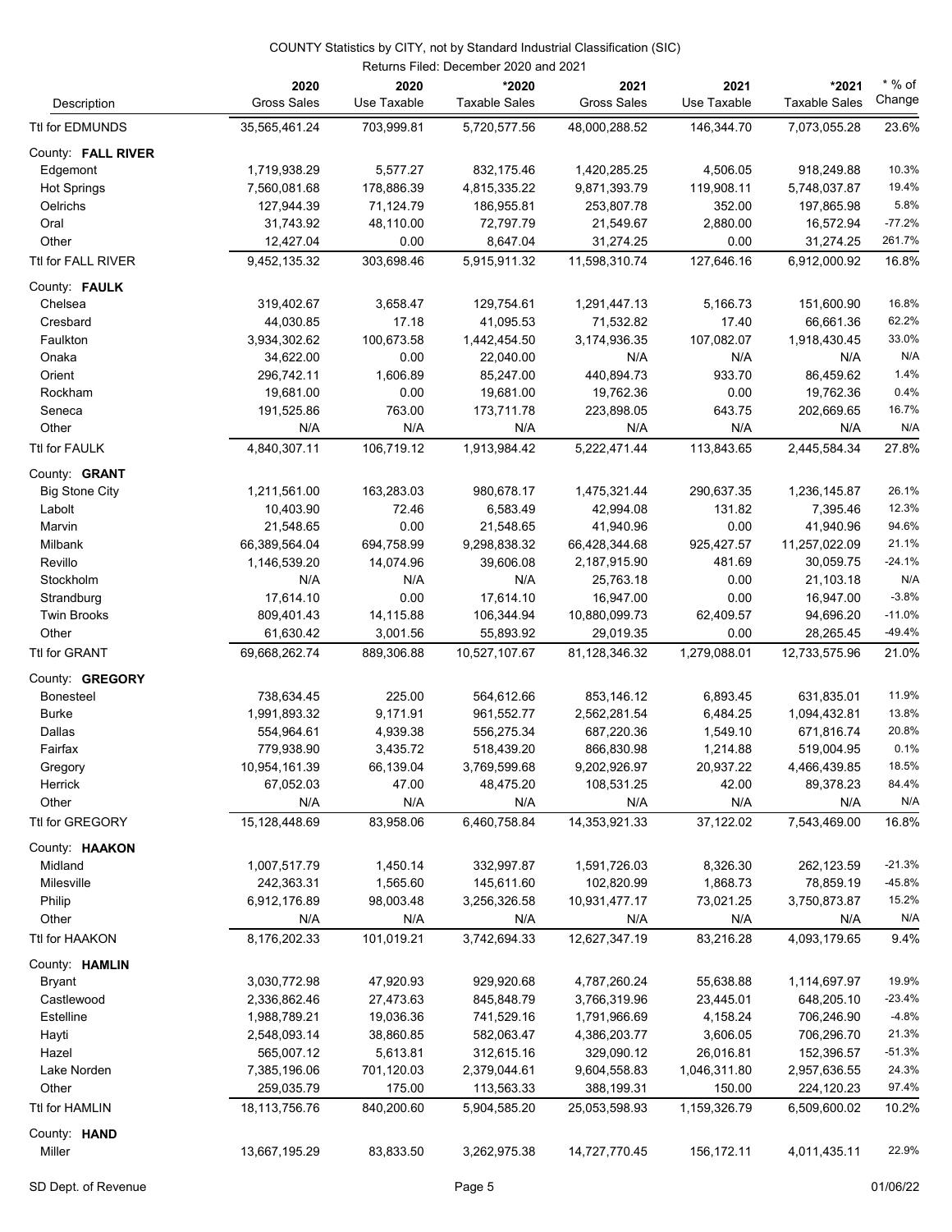COUNTY Statistics by CITY, not by Standard Industrial Classification (SIC)

Returns Filed: December 2020 and 2021

| Description | 2020 Gross Sales | 2020 Use Taxable | *2020 Taxable Sales | 2021 Gross Sales | 2021 Use Taxable | *2021 Taxable Sales | * % of Change |
|---|---|---|---|---|---|---|---|
| Ttl for EDMUNDS | 35,565,461.24 | 703,999.81 | 5,720,577.56 | 48,000,288.52 | 146,344.70 | 7,073,055.28 | 23.6% |
| County: **FALL RIVER** | | | | | | | |
| Edgemont | 1,719,938.29 | 5,577.27 | 832,175.46 | 1,420,285.25 | 4,506.05 | 918,249.88 | 10.3% |
| Hot Springs | 7,560,081.68 | 178,886.39 | 4,815,335.22 | 9,871,393.79 | 119,908.11 | 5,748,037.87 | 19.4% |
| Oelrichs | 127,944.39 | 71,124.79 | 186,955.81 | 253,807.78 | 352.00 | 197,865.98 | 5.8% |
| Oral | 31,743.92 | 48,110.00 | 72,797.79 | 21,549.67 | 2,880.00 | 16,572.94 | -77.2% |
| Other | 12,427.04 | 0.00 | 8,647.04 | 31,274.25 | 0.00 | 31,274.25 | 261.7% |
| Ttl for FALL RIVER | 9,452,135.32 | 303,698.46 | 5,915,911.32 | 11,598,310.74 | 127,646.16 | 6,912,000.92 | 16.8% |
| County: **FAULK** | | | | | | | |
| Chelsea | 319,402.67 | 3,658.47 | 129,754.61 | 1,291,447.13 | 5,166.73 | 151,600.90 | 16.8% |
| Cresbard | 44,030.85 | 17.18 | 41,095.53 | 71,532.82 | 17.40 | 66,661.36 | 62.2% |
| Faulkton | 3,934,302.62 | 100,673.58 | 1,442,454.50 | 3,174,936.35 | 107,082.07 | 1,918,430.45 | 33.0% |
| Onaka | 34,622.00 | 0.00 | 22,040.00 | N/A | N/A | N/A | N/A |
| Orient | 296,742.11 | 1,606.89 | 85,247.00 | 440,894.73 | 933.70 | 86,459.62 | 1.4% |
| Rockham | 19,681.00 | 0.00 | 19,681.00 | 19,762.36 | 0.00 | 19,762.36 | 0.4% |
| Seneca | 191,525.86 | 763.00 | 173,711.78 | 223,898.05 | 643.75 | 202,669.65 | 16.7% |
| Other | N/A | N/A | N/A | N/A | N/A | N/A | N/A |
| Ttl for FAULK | 4,840,307.11 | 106,719.12 | 1,913,984.42 | 5,222,471.44 | 113,843.65 | 2,445,584.34 | 27.8% |
| County: **GRANT** | | | | | | | |
| Big Stone City | 1,211,561.00 | 163,283.03 | 980,678.17 | 1,475,321.44 | 290,637.35 | 1,236,145.87 | 26.1% |
| Labolt | 10,403.90 | 72.46 | 6,583.49 | 42,994.08 | 131.82 | 7,395.46 | 12.3% |
| Marvin | 21,548.65 | 0.00 | 21,548.65 | 41,940.96 | 0.00 | 41,940.96 | 94.6% |
| Milbank | 66,389,564.04 | 694,758.99 | 9,298,838.32 | 66,428,344.68 | 925,427.57 | 11,257,022.09 | 21.1% |
| Revillo | 1,146,539.20 | 14,074.96 | 39,606.08 | 2,187,915.90 | 481.69 | 30,059.75 | -24.1% |
| Stockholm | N/A | N/A | N/A | 25,763.18 | 0.00 | 21,103.18 | N/A |
| Strandburg | 17,614.10 | 0.00 | 17,614.10 | 16,947.00 | 0.00 | 16,947.00 | -3.8% |
| Twin Brooks | 809,401.43 | 14,115.88 | 106,344.94 | 10,880,099.73 | 62,409.57 | 94,696.20 | -11.0% |
| Other | 61,630.42 | 3,001.56 | 55,893.92 | 29,019.35 | 0.00 | 28,265.45 | -49.4% |
| Ttl for GRANT | 69,668,262.74 | 889,306.88 | 10,527,107.67 | 81,128,346.32 | 1,279,088.01 | 12,733,575.96 | 21.0% |
| County: **GREGORY** | | | | | | | |
| Bonesteel | 738,634.45 | 225.00 | 564,612.66 | 853,146.12 | 6,893.45 | 631,835.01 | 11.9% |
| Burke | 1,991,893.32 | 9,171.91 | 961,552.77 | 2,562,281.54 | 6,484.25 | 1,094,432.81 | 13.8% |
| Dallas | 554,964.61 | 4,939.38 | 556,275.34 | 687,220.36 | 1,549.10 | 671,816.74 | 20.8% |
| Fairfax | 779,938.90 | 3,435.72 | 518,439.20 | 866,830.98 | 1,214.88 | 519,004.95 | 0.1% |
| Gregory | 10,954,161.39 | 66,139.04 | 3,769,599.68 | 9,202,926.97 | 20,937.22 | 4,466,439.85 | 18.5% |
| Herrick | 67,052.03 | 47.00 | 48,475.20 | 108,531.25 | 42.00 | 89,378.23 | 84.4% |
| Other | N/A | N/A | N/A | N/A | N/A | N/A | N/A |
| Ttl for GREGORY | 15,128,448.69 | 83,958.06 | 6,460,758.84 | 14,353,921.33 | 37,122.02 | 7,543,469.00 | 16.8% |
| County: **HAAKON** | | | | | | | |
| Midland | 1,007,517.79 | 1,450.14 | 332,997.87 | 1,591,726.03 | 8,326.30 | 262,123.59 | -21.3% |
| Milesville | 242,363.31 | 1,565.60 | 145,611.60 | 102,820.99 | 1,868.73 | 78,859.19 | -45.8% |
| Philip | 6,912,176.89 | 98,003.48 | 3,256,326.58 | 10,931,477.17 | 73,021.25 | 3,750,873.87 | 15.2% |
| Other | N/A | N/A | N/A | N/A | N/A | N/A | N/A |
| Ttl for HAAKON | 8,176,202.33 | 101,019.21 | 3,742,694.33 | 12,627,347.19 | 83,216.28 | 4,093,179.65 | 9.4% |
| County: **HAMLIN** | | | | | | | |
| Bryant | 3,030,772.98 | 47,920.93 | 929,920.68 | 4,787,260.24 | 55,638.88 | 1,114,697.97 | 19.9% |
| Castlewood | 2,336,862.46 | 27,473.63 | 845,848.79 | 3,766,319.96 | 23,445.01 | 648,205.10 | -23.4% |
| Estelline | 1,988,789.21 | 19,036.36 | 741,529.16 | 1,791,966.69 | 4,158.24 | 706,246.90 | -4.8% |
| Hayti | 2,548,093.14 | 38,860.85 | 582,063.47 | 4,386,203.77 | 3,606.05 | 706,296.70 | 21.3% |
| Hazel | 565,007.12 | 5,613.81 | 312,615.16 | 329,090.12 | 26,016.81 | 152,396.57 | -51.3% |
| Lake Norden | 7,385,196.06 | 701,120.03 | 2,379,044.61 | 9,604,558.83 | 1,046,311.80 | 2,957,636.55 | 24.3% |
| Other | 259,035.79 | 175.00 | 113,563.33 | 388,199.31 | 150.00 | 224,120.23 | 97.4% |
| Ttl for HAMLIN | 18,113,756.76 | 840,200.60 | 5,904,585.20 | 25,053,598.93 | 1,159,326.79 | 6,509,600.02 | 10.2% |
| County: **HAND** | | | | | | | |
| Miller | 13,667,195.29 | 83,833.50 | 3,262,975.38 | 14,727,770.45 | 156,172.11 | 4,011,435.11 | 22.9% |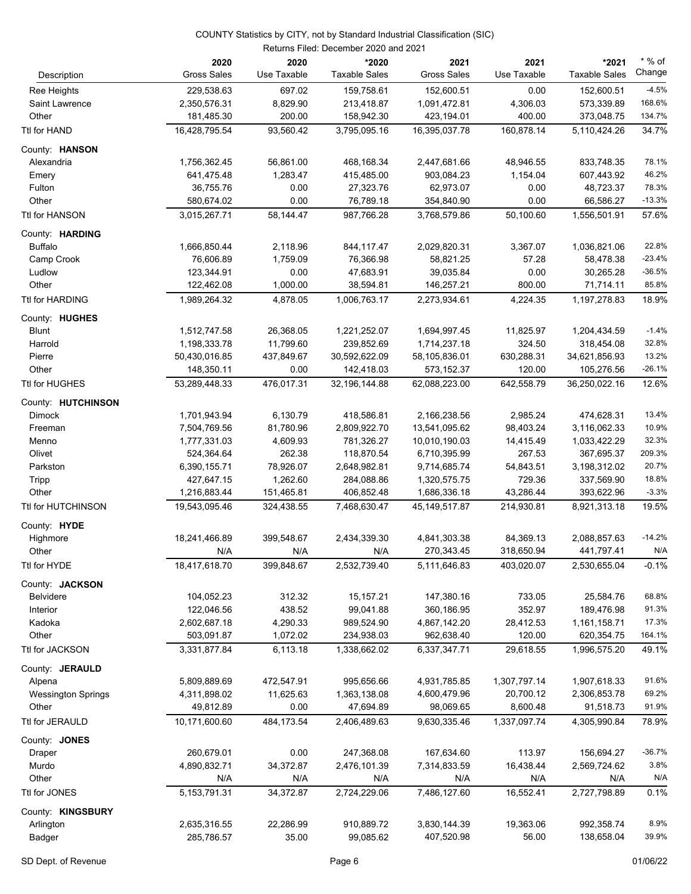COUNTY Statistics by CITY, not by Standard Industrial Classification (SIC)

Returns Filed: December 2020 and 2021

| Description | 2020 Gross Sales | 2020 Use Taxable | *2020 Taxable Sales | 2021 Gross Sales | 2021 Use Taxable | *2021 Taxable Sales | * % of Change |
|---|---|---|---|---|---|---|---|
| Ree Heights | 229,538.63 | 697.02 | 159,758.61 | 152,600.51 | 0.00 | 152,600.51 | -4.5% |
| Saint Lawrence | 2,350,576.31 | 8,829.90 | 213,418.87 | 1,091,472.81 | 4,306.03 | 573,339.89 | 168.6% |
| Other | 181,485.30 | 200.00 | 158,942.30 | 423,194.01 | 400.00 | 373,048.75 | 134.7% |
| Ttl for HAND | 16,428,795.54 | 93,560.42 | 3,795,095.16 | 16,395,037.78 | 160,878.14 | 5,110,424.26 | 34.7% |
| County: **HANSON** | | | | | | | |
| Alexandria | 1,756,362.45 | 56,861.00 | 468,168.34 | 2,447,681.66 | 48,946.55 | 833,748.35 | 78.1% |
| Emery | 641,475.48 | 1,283.47 | 415,485.00 | 903,084.23 | 1,154.04 | 607,443.92 | 46.2% |
| Fulton | 36,755.76 | 0.00 | 27,323.76 | 62,973.07 | 0.00 | 48,723.37 | 78.3% |
| Other | 580,674.02 | 0.00 | 76,789.18 | 354,840.90 | 0.00 | 66,586.27 | -13.3% |
| Ttl for HANSON | 3,015,267.71 | 58,144.47 | 987,766.28 | 3,768,579.86 | 50,100.60 | 1,556,501.91 | 57.6% |
| County: **HARDING** | | | | | | | |
| Buffalo | 1,666,850.44 | 2,118.96 | 844,117.47 | 2,029,820.31 | 3,367.07 | 1,036,821.06 | 22.8% |
| Camp Crook | 76,606.89 | 1,759.09 | 76,366.98 | 58,821.25 | 57.28 | 58,478.38 | -23.4% |
| Ludlow | 123,344.91 | 0.00 | 47,683.91 | 39,035.84 | 0.00 | 30,265.28 | -36.5% |
| Other | 122,462.08 | 1,000.00 | 38,594.81 | 146,257.21 | 800.00 | 71,714.11 | 85.8% |
| Ttl for HARDING | 1,989,264.32 | 4,878.05 | 1,006,763.17 | 2,273,934.61 | 4,224.35 | 1,197,278.83 | 18.9% |
| County: **HUGHES** | | | | | | | |
| Blunt | 1,512,747.58 | 26,368.05 | 1,221,252.07 | 1,694,997.45 | 11,825.97 | 1,204,434.59 | -1.4% |
| Harrold | 1,198,333.78 | 11,799.60 | 239,852.69 | 1,714,237.18 | 324.50 | 318,454.08 | 32.8% |
| Pierre | 50,430,016.85 | 437,849.67 | 30,592,622.09 | 58,105,836.01 | 630,288.31 | 34,621,856.93 | 13.2% |
| Other | 148,350.11 | 0.00 | 142,418.03 | 573,152.37 | 120.00 | 105,276.56 | -26.1% |
| Ttl for HUGHES | 53,289,448.33 | 476,017.31 | 32,196,144.88 | 62,088,223.00 | 642,558.79 | 36,250,022.16 | 12.6% |
| County: **HUTCHINSON** | | | | | | | |
| Dimock | 1,701,943.94 | 6,130.79 | 418,586.81 | 2,166,238.56 | 2,985.24 | 474,628.31 | 13.4% |
| Freeman | 7,504,769.56 | 81,780.96 | 2,809,922.70 | 13,541,095.62 | 98,403.24 | 3,116,062.33 | 10.9% |
| Menno | 1,777,331.03 | 4,609.93 | 781,326.27 | 10,010,190.03 | 14,415.49 | 1,033,422.29 | 32.3% |
| Olivet | 524,364.64 | 262.38 | 118,870.54 | 6,710,395.99 | 267.53 | 367,695.37 | 209.3% |
| Parkston | 6,390,155.71 | 78,926.07 | 2,648,982.81 | 9,714,685.74 | 54,843.51 | 3,198,312.02 | 20.7% |
| Tripp | 427,647.15 | 1,262.60 | 284,088.86 | 1,320,575.75 | 729.36 | 337,569.90 | 18.8% |
| Other | 1,216,883.44 | 151,465.81 | 406,852.48 | 1,686,336.18 | 43,286.44 | 393,622.96 | -3.3% |
| Ttl for HUTCHINSON | 19,543,095.46 | 324,438.55 | 7,468,630.47 | 45,149,517.87 | 214,930.81 | 8,921,313.18 | 19.5% |
| County: **HYDE** | | | | | | | |
| Highmore | 18,241,466.89 | 399,548.67 | 2,434,339.30 | 4,841,303.38 | 84,369.13 | 2,088,857.63 | -14.2% |
| Other | N/A | N/A | N/A | 270,343.45 | 318,650.94 | 441,797.41 | N/A |
| Ttl for HYDE | 18,417,618.70 | 399,848.67 | 2,532,739.40 | 5,111,646.83 | 403,020.07 | 2,530,655.04 | -0.1% |
| County: **JACKSON** | | | | | | | |
| Belvidere | 104,052.23 | 312.32 | 15,157.21 | 147,380.16 | 733.05 | 25,584.76 | 68.8% |
| Interior | 122,046.56 | 438.52 | 99,041.88 | 360,186.95 | 352.97 | 189,476.98 | 91.3% |
| Kadoka | 2,602,687.18 | 4,290.33 | 989,524.90 | 4,867,142.20 | 28,412.53 | 1,161,158.71 | 17.3% |
| Other | 503,091.87 | 1,072.02 | 234,938.03 | 962,638.40 | 120.00 | 620,354.75 | 164.1% |
| Ttl for JACKSON | 3,331,877.84 | 6,113.18 | 1,338,662.02 | 6,337,347.71 | 29,618.55 | 1,996,575.20 | 49.1% |
| County: **JERAULD** | | | | | | | |
| Alpena | 5,809,889.69 | 472,547.91 | 995,656.66 | 4,931,785.85 | 1,307,797.14 | 1,907,618.33 | 91.6% |
| Wessington Springs | 4,311,898.02 | 11,625.63 | 1,363,138.08 | 4,600,479.96 | 20,700.12 | 2,306,853.78 | 69.2% |
| Other | 49,812.89 | 0.00 | 47,694.89 | 98,069.65 | 8,600.48 | 91,518.73 | 91.9% |
| Ttl for JERAULD | 10,171,600.60 | 484,173.54 | 2,406,489.63 | 9,630,335.46 | 1,337,097.74 | 4,305,990.84 | 78.9% |
| County: **JONES** | | | | | | | |
| Draper | 260,679.01 | 0.00 | 247,368.08 | 167,634.60 | 113.97 | 156,694.27 | -36.7% |
| Murdo | 4,890,832.71 | 34,372.87 | 2,476,101.39 | 7,314,833.59 | 16,438.44 | 2,569,724.62 | 3.8% |
| Other | N/A | N/A | N/A | N/A | N/A | N/A | N/A |
| Ttl for JONES | 5,153,791.31 | 34,372.87 | 2,724,229.06 | 7,486,127.60 | 16,552.41 | 2,727,798.89 | 0.1% |
| County: **KINGSBURY** | | | | | | | |
| Arlington | 2,635,316.55 | 22,286.99 | 910,889.72 | 3,830,144.39 | 19,363.06 | 992,358.74 | 8.9% |
| Badger | 285,786.57 | 35.00 | 99,085.62 | 407,520.98 | 56.00 | 138,658.04 | 39.9% |

SD Dept. of Revenue — 01/06/22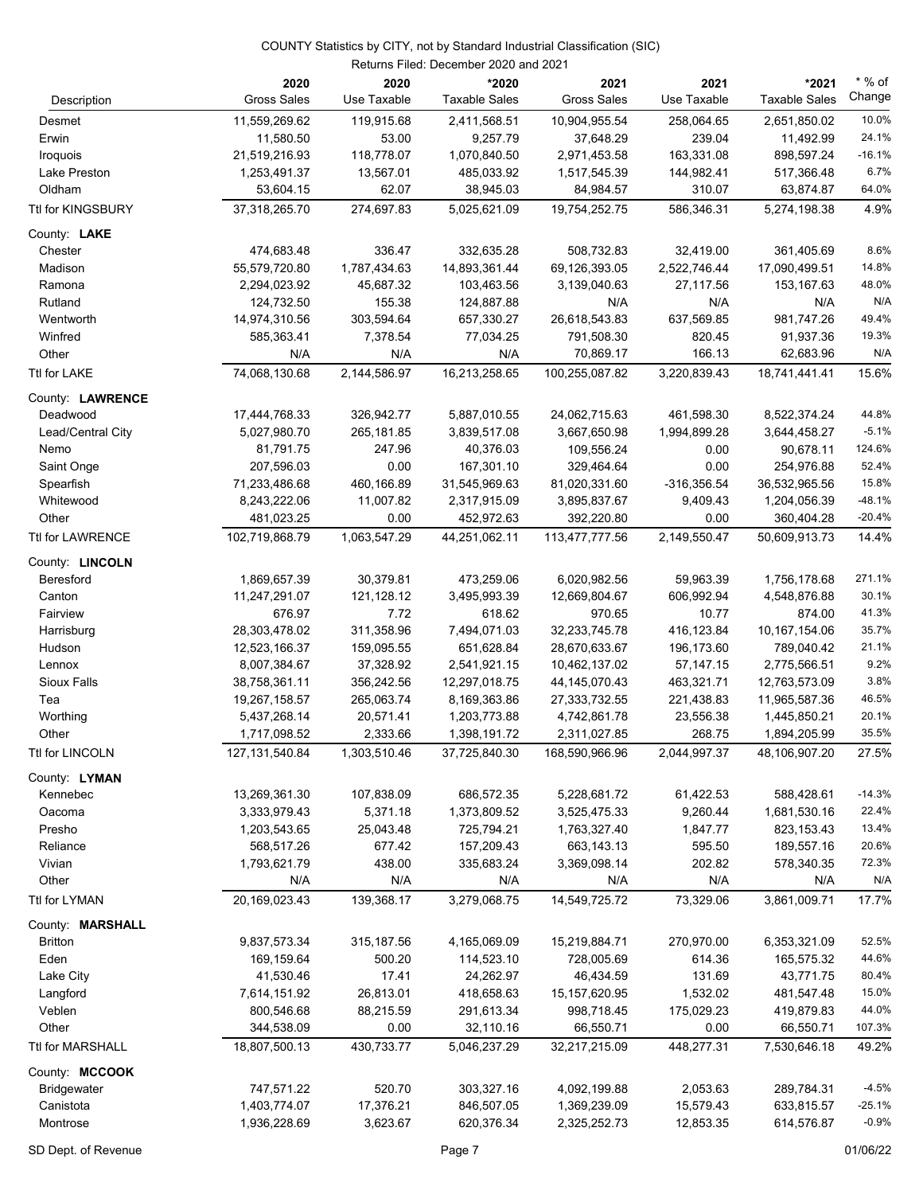COUNTY Statistics by CITY, not by Standard Industrial Classification (SIC)

Returns Filed: December 2020 and 2021

| Description | 2020 Gross Sales | 2020 Use Taxable | *2020 Taxable Sales | 2021 Gross Sales | 2021 Use Taxable | *2021 Taxable Sales | * % of Change |
|---|---|---|---|---|---|---|---|
| Desmet | 11,559,269.62 | 119,915.68 | 2,411,568.51 | 10,904,955.54 | 258,064.65 | 2,651,850.02 | 10.0% |
| Erwin | 11,580.50 | 53.00 | 9,257.79 | 37,648.29 | 239.04 | 11,492.99 | 24.1% |
| Iroquois | 21,519,216.93 | 118,778.07 | 1,070,840.50 | 2,971,453.58 | 163,331.08 | 898,597.24 | -16.1% |
| Lake Preston | 1,253,491.37 | 13,567.01 | 485,033.92 | 1,517,545.39 | 144,982.41 | 517,366.48 | 6.7% |
| Oldham | 53,604.15 | 62.07 | 38,945.03 | 84,984.57 | 310.07 | 63,874.87 | 64.0% |
| Ttl for KINGSBURY | 37,318,265.70 | 274,697.83 | 5,025,621.09 | 19,754,252.75 | 586,346.31 | 5,274,198.38 | 4.9% |
| County: **LAKE** | | | | | | | |
| Chester | 474,683.48 | 336.47 | 332,635.28 | 508,732.83 | 32,419.00 | 361,405.69 | 8.6% |
| Madison | 55,579,720.80 | 1,787,434.63 | 14,893,361.44 | 69,126,393.05 | 2,522,746.44 | 17,090,499.51 | 14.8% |
| Ramona | 2,294,023.92 | 45,687.32 | 103,463.56 | 3,139,040.63 | 27,117.56 | 153,167.63 | 48.0% |
| Rutland | 124,732.50 | 155.38 | 124,887.88 | N/A | N/A | N/A | N/A |
| Wentworth | 14,974,310.56 | 303,594.64 | 657,330.27 | 26,618,543.83 | 637,569.85 | 981,747.26 | 49.4% |
| Winfred | 585,363.41 | 7,378.54 | 77,034.25 | 791,508.30 | 820.45 | 91,937.36 | 19.3% |
| Other | N/A | N/A | N/A | 70,869.17 | 166.13 | 62,683.96 | N/A |
| Ttl for LAKE | 74,068,130.68 | 2,144,586.97 | 16,213,258.65 | 100,255,087.82 | 3,220,839.43 | 18,741,441.41 | 15.6% |
| County: **LAWRENCE** | | | | | | | |
| Deadwood | 17,444,768.33 | 326,942.77 | 5,887,010.55 | 24,062,715.63 | 461,598.30 | 8,522,374.24 | 44.8% |
| Lead/Central City | 5,027,980.70 | 265,181.85 | 3,839,517.08 | 3,667,650.98 | 1,994,899.28 | 3,644,458.27 | -5.1% |
| Nemo | 81,791.75 | 247.96 | 40,376.03 | 109,556.24 | 0.00 | 90,678.11 | 124.6% |
| Saint Onge | 207,596.03 | 0.00 | 167,301.10 | 329,464.64 | 0.00 | 254,976.88 | 52.4% |
| Spearfish | 71,233,486.68 | 460,166.89 | 31,545,969.63 | 81,020,331.60 | -316,356.54 | 36,532,965.56 | 15.8% |
| Whitewood | 8,243,222.06 | 11,007.82 | 2,317,915.09 | 3,895,837.67 | 9,409.43 | 1,204,056.39 | -48.1% |
| Other | 481,023.25 | 0.00 | 452,972.63 | 392,220.80 | 0.00 | 360,404.28 | -20.4% |
| Ttl for LAWRENCE | 102,719,868.79 | 1,063,547.29 | 44,251,062.11 | 113,477,777.56 | 2,149,550.47 | 50,609,913.73 | 14.4% |
| County: **LINCOLN** | | | | | | | |
| Beresford | 1,869,657.39 | 30,379.81 | 473,259.06 | 6,020,982.56 | 59,963.39 | 1,756,178.68 | 271.1% |
| Canton | 11,247,291.07 | 121,128.12 | 3,495,993.39 | 12,669,804.67 | 606,992.94 | 4,548,876.88 | 30.1% |
| Fairview | 676.97 | 7.72 | 618.62 | 970.65 | 10.77 | 874.00 | 41.3% |
| Harrisburg | 28,303,478.02 | 311,358.96 | 7,494,071.03 | 32,233,745.78 | 416,123.84 | 10,167,154.06 | 35.7% |
| Hudson | 12,523,166.37 | 159,095.55 | 651,628.84 | 28,670,633.67 | 196,173.60 | 789,040.42 | 21.1% |
| Lennox | 8,007,384.67 | 37,328.92 | 2,541,921.15 | 10,462,137.02 | 57,147.15 | 2,775,566.51 | 9.2% |
| Sioux Falls | 38,758,361.11 | 356,242.56 | 12,297,018.75 | 44,145,070.43 | 463,321.71 | 12,763,573.09 | 3.8% |
| Tea | 19,267,158.57 | 265,063.74 | 8,169,363.86 | 27,333,732.55 | 221,438.83 | 11,965,587.36 | 46.5% |
| Worthing | 5,437,268.14 | 20,571.41 | 1,203,773.88 | 4,742,861.78 | 23,556.38 | 1,445,850.21 | 20.1% |
| Other | 1,717,098.52 | 2,333.66 | 1,398,191.72 | 2,311,027.85 | 268.75 | 1,894,205.99 | 35.5% |
| Ttl for LINCOLN | 127,131,540.84 | 1,303,510.46 | 37,725,840.30 | 168,590,966.96 | 2,044,997.37 | 48,106,907.20 | 27.5% |
| County: **LYMAN** | | | | | | | |
| Kennebec | 13,269,361.30 | 107,838.09 | 686,572.35 | 5,228,681.72 | 61,422.53 | 588,428.61 | -14.3% |
| Oacoma | 3,333,979.43 | 5,371.18 | 1,373,809.52 | 3,525,475.33 | 9,260.44 | 1,681,530.16 | 22.4% |
| Presho | 1,203,543.65 | 25,043.48 | 725,794.21 | 1,763,327.40 | 1,847.77 | 823,153.43 | 13.4% |
| Reliance | 568,517.26 | 677.42 | 157,209.43 | 663,143.13 | 595.50 | 189,557.16 | 20.6% |
| Vivian | 1,793,621.79 | 438.00 | 335,683.24 | 3,369,098.14 | 202.82 | 578,340.35 | 72.3% |
| Other | N/A | N/A | N/A | N/A | N/A | N/A | N/A |
| Ttl for LYMAN | 20,169,023.43 | 139,368.17 | 3,279,068.75 | 14,549,725.72 | 73,329.06 | 3,861,009.71 | 17.7% |
| County: **MARSHALL** | | | | | | | |
| Britton | 9,837,573.34 | 315,187.56 | 4,165,069.09 | 15,219,884.71 | 270,970.00 | 6,353,321.09 | 52.5% |
| Eden | 169,159.64 | 500.20 | 114,523.10 | 728,005.69 | 614.36 | 165,575.32 | 44.6% |
| Lake City | 41,530.46 | 17.41 | 24,262.97 | 46,434.59 | 131.69 | 43,771.75 | 80.4% |
| Langford | 7,614,151.92 | 26,813.01 | 418,658.63 | 15,157,620.95 | 1,532.02 | 481,547.48 | 15.0% |
| Veblen | 800,546.68 | 88,215.59 | 291,613.34 | 998,718.45 | 175,029.23 | 419,879.83 | 44.0% |
| Other | 344,538.09 | 0.00 | 32,110.16 | 66,550.71 | 0.00 | 66,550.71 | 107.3% |
| Ttl for MARSHALL | 18,807,500.13 | 430,733.77 | 5,046,237.29 | 32,217,215.09 | 448,277.31 | 7,530,646.18 | 49.2% |
| County: **MCCOOK** | | | | | | | |
| Bridgewater | 747,571.22 | 520.70 | 303,327.16 | 4,092,199.88 | 2,053.63 | 289,784.31 | -4.5% |
| Canistota | 1,403,774.07 | 17,376.21 | 846,507.05 | 1,369,239.09 | 15,579.43 | 633,815.57 | -25.1% |
| Montrose | 1,936,228.69 | 3,623.67 | 620,376.34 | 2,325,252.73 | 12,853.35 | 614,576.87 | -0.9% |

SD Dept. of Revenue 01/06/22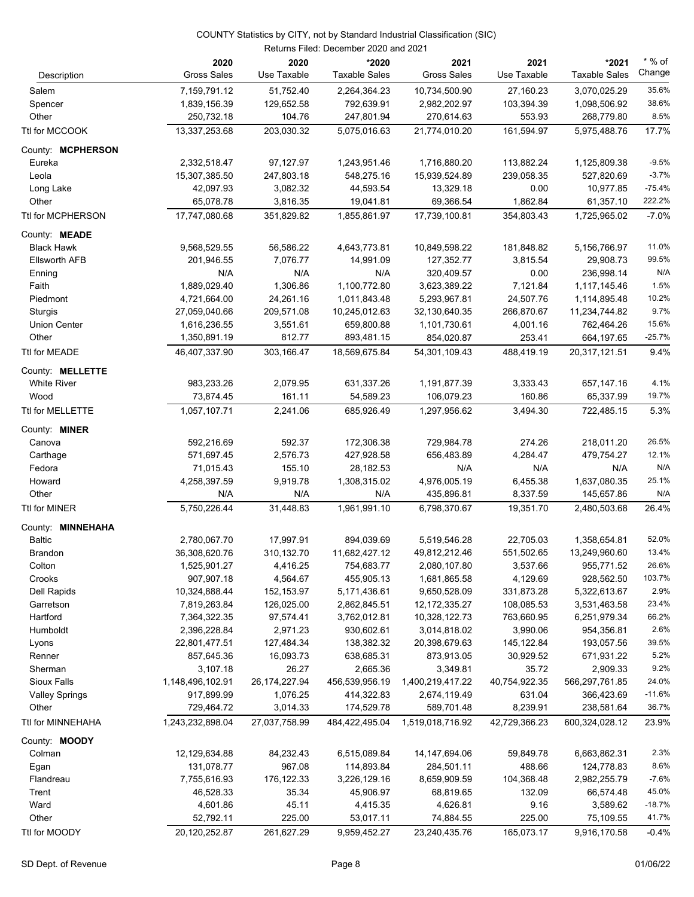COUNTY Statistics by CITY, not by Standard Industrial Classification (SIC)

Returns Filed: December 2020 and 2021

| Description | 2020 Gross Sales | 2020 Use Taxable | *2020 Taxable Sales | 2021 Gross Sales | 2021 Use Taxable | *2021 Taxable Sales | * % of Change |
|---|---|---|---|---|---|---|---|
| Salem | 7,159,791.12 | 51,752.40 | 2,264,364.23 | 10,734,500.90 | 27,160.23 | 3,070,025.29 | 35.6% |
| Spencer | 1,839,156.39 | 129,652.58 | 792,639.91 | 2,982,202.97 | 103,394.39 | 1,098,506.92 | 38.6% |
| Other | 250,732.18 | 104.76 | 247,801.94 | 270,614.63 | 553.93 | 268,779.80 | 8.5% |
| Ttl for MCCOOK | 13,337,253.68 | 203,030.32 | 5,075,016.63 | 21,774,010.20 | 161,594.97 | 5,975,488.76 | 17.7% |
| County: **MCPHERSON** | | | | | | | |
| Eureka | 2,332,518.47 | 97,127.97 | 1,243,951.46 | 1,716,880.20 | 113,882.24 | 1,125,809.38 | -9.5% |
| Leola | 15,307,385.50 | 247,803.18 | 548,275.16 | 15,939,524.89 | 239,058.35 | 527,820.69 | -3.7% |
| Long Lake | 42,097.93 | 3,082.32 | 44,593.54 | 13,329.18 | 0.00 | 10,977.85 | -75.4% |
| Other | 65,078.78 | 3,816.35 | 19,041.81 | 69,366.54 | 1,862.84 | 61,357.10 | 222.2% |
| Ttl for MCPHERSON | 17,747,080.68 | 351,829.82 | 1,855,861.97 | 17,739,100.81 | 354,803.43 | 1,725,965.02 | -7.0% |
| County: **MEADE** | | | | | | | |
| Black Hawk | 9,568,529.55 | 56,586.22 | 4,643,773.81 | 10,849,598.22 | 181,848.82 | 5,156,766.97 | 11.0% |
| Ellsworth AFB | 201,946.55 | 7,076.77 | 14,991.09 | 127,352.77 | 3,815.54 | 29,908.73 | 99.5% |
| Enning | N/A | N/A | N/A | 320,409.57 | 0.00 | 236,998.14 | N/A |
| Faith | 1,889,029.40 | 1,306.86 | 1,100,772.80 | 3,623,389.22 | 7,121.84 | 1,117,145.46 | 1.5% |
| Piedmont | 4,721,664.00 | 24,261.16 | 1,011,843.48 | 5,293,967.81 | 24,507.76 | 1,114,895.48 | 10.2% |
| Sturgis | 27,059,040.66 | 209,571.08 | 10,245,012.63 | 32,130,640.35 | 266,870.67 | 11,234,744.82 | 9.7% |
| Union Center | 1,616,236.55 | 3,551.61 | 659,800.88 | 1,101,730.61 | 4,001.16 | 762,464.26 | 15.6% |
| Other | 1,350,891.19 | 812.77 | 893,481.15 | 854,020.87 | 253.41 | 664,197.65 | -25.7% |
| Ttl for MEADE | 46,407,337.90 | 303,166.47 | 18,569,675.84 | 54,301,109.43 | 488,419.19 | 20,317,121.51 | 9.4% |
| County: **MELLETTE** | | | | | | | |
| White River | 983,233.26 | 2,079.95 | 631,337.26 | 1,191,877.39 | 3,333.43 | 657,147.16 | 4.1% |
| Wood | 73,874.45 | 161.11 | 54,589.23 | 106,079.23 | 160.86 | 65,337.99 | 19.7% |
| Ttl for MELLETTE | 1,057,107.71 | 2,241.06 | 685,926.49 | 1,297,956.62 | 3,494.30 | 722,485.15 | 5.3% |
| County: **MINER** | | | | | | | |
| Canova | 592,216.69 | 592.37 | 172,306.38 | 729,984.78 | 274.26 | 218,011.20 | 26.5% |
| Carthage | 571,697.45 | 2,576.73 | 427,928.58 | 656,483.89 | 4,284.47 | 479,754.27 | 12.1% |
| Fedora | 71,015.43 | 155.10 | 28,182.53 | N/A | N/A | N/A | N/A |
| Howard | 4,258,397.59 | 9,919.78 | 1,308,315.02 | 4,976,005.19 | 6,455.38 | 1,637,080.35 | 25.1% |
| Other | N/A | N/A | N/A | 435,896.81 | 8,337.59 | 145,657.86 | N/A |
| Ttl for MINER | 5,750,226.44 | 31,448.83 | 1,961,991.10 | 6,798,370.67 | 19,351.70 | 2,480,503.68 | 26.4% |
| County: **MINNEHAHA** | | | | | | | |
| Baltic | 2,780,067.70 | 17,997.91 | 894,039.69 | 5,519,546.28 | 22,705.03 | 1,358,654.81 | 52.0% |
| Brandon | 36,308,620.76 | 310,132.70 | 11,682,427.12 | 49,812,212.46 | 551,502.65 | 13,249,960.60 | 13.4% |
| Colton | 1,525,901.27 | 4,416.25 | 754,683.77 | 2,080,107.80 | 3,537.66 | 955,771.52 | 26.6% |
| Crooks | 907,907.18 | 4,564.67 | 455,905.13 | 1,681,865.58 | 4,129.69 | 928,562.50 | 103.7% |
| Dell Rapids | 10,324,888.44 | 152,153.97 | 5,171,436.61 | 9,650,528.09 | 331,873.28 | 5,322,613.67 | 2.9% |
| Garretson | 7,819,263.84 | 126,025.00 | 2,862,845.51 | 12,172,335.27 | 108,085.53 | 3,531,463.58 | 23.4% |
| Hartford | 7,364,322.35 | 97,574.41 | 3,762,012.81 | 10,328,122.73 | 763,660.95 | 6,251,979.34 | 66.2% |
| Humboldt | 2,396,228.84 | 2,971.23 | 930,602.61 | 3,014,818.02 | 3,990.06 | 954,356.81 | 2.6% |
| Lyons | 22,801,477.51 | 127,484.34 | 138,382.32 | 20,398,679.63 | 145,122.84 | 193,057.56 | 39.5% |
| Renner | 857,645.36 | 16,093.73 | 638,685.31 | 873,913.05 | 30,929.52 | 671,931.22 | 5.2% |
| Sherman | 3,107.18 | 26.27 | 2,665.36 | 3,349.81 | 35.72 | 2,909.33 | 9.2% |
| Sioux Falls | 1,148,496,102.91 | 26,174,227.94 | 456,539,956.19 | 1,400,219,417.22 | 40,754,922.35 | 566,297,761.85 | 24.0% |
| Valley Springs | 917,899.99 | 1,076.25 | 414,322.83 | 2,674,119.49 | 631.04 | 366,423.69 | -11.6% |
| Other | 729,464.72 | 3,014.33 | 174,529.78 | 589,701.48 | 8,239.91 | 238,581.64 | 36.7% |
| Ttl for MINNEHAHA | 1,243,232,898.04 | 27,037,758.99 | 484,422,495.04 | 1,519,018,716.92 | 42,729,366.23 | 600,324,028.12 | 23.9% |
| County: **MOODY** | | | | | | | |
| Colman | 12,129,634.88 | 84,232.43 | 6,515,089.84 | 14,147,694.06 | 59,849.78 | 6,663,862.31 | 2.3% |
| Egan | 131,078.77 | 967.08 | 114,893.84 | 284,501.11 | 488.66 | 124,778.83 | 8.6% |
| Flandreau | 7,755,616.93 | 176,122.33 | 3,226,129.16 | 8,659,909.59 | 104,368.48 | 2,982,255.79 | -7.6% |
| Trent | 46,528.33 | 35.34 | 45,906.97 | 68,819.65 | 132.09 | 66,574.48 | 45.0% |
| Ward | 4,601.86 | 45.11 | 4,415.35 | 4,626.81 | 9.16 | 3,589.62 | -18.7% |
| Other | 52,792.11 | 225.00 | 53,017.11 | 74,884.55 | 225.00 | 75,109.55 | 41.7% |
| Ttl for MOODY | 20,120,252.87 | 261,627.29 | 9,959,452.27 | 23,240,435.76 | 165,073.17 | 9,916,170.58 | -0.4% |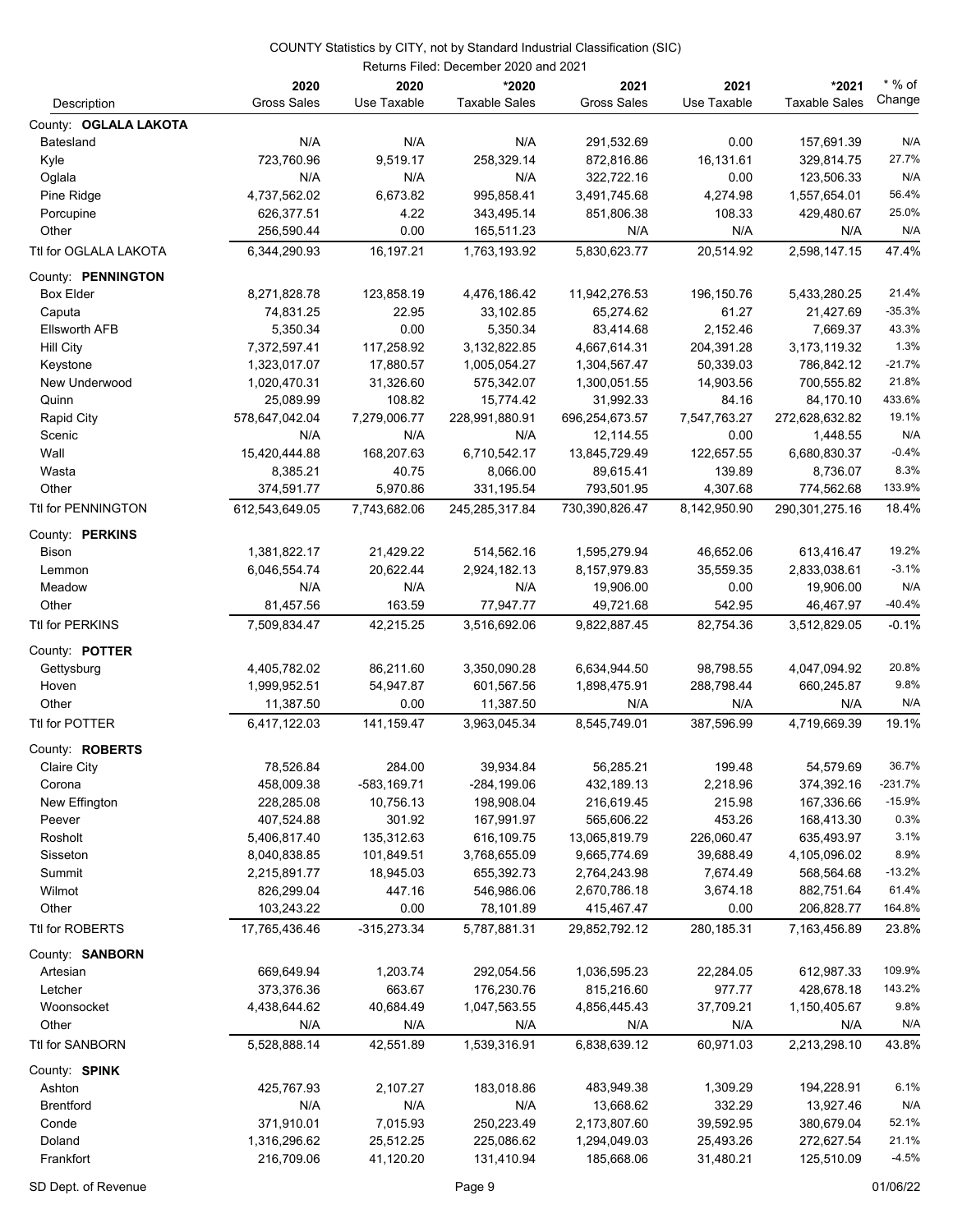COUNTY Statistics by CITY, not by Standard Industrial Classification (SIC)

Returns Filed: December 2020 and 2021

| Description | 2020 Gross Sales | 2020 Use Taxable | *2020 Taxable Sales | 2021 Gross Sales | 2021 Use Taxable | *2021 Taxable Sales | * % of Change |
|---|---|---|---|---|---|---|---|
| County: **OGLALA LAKOTA** | | | | | | | |
| Batesland | N/A | N/A | N/A | 291,532.69 | 0.00 | 157,691.39 | N/A |
| Kyle | 723,760.96 | 9,519.17 | 258,329.14 | 872,816.86 | 16,131.61 | 329,814.75 | 27.7% |
| Oglala | N/A | N/A | N/A | 322,722.16 | 0.00 | 123,506.33 | N/A |
| Pine Ridge | 4,737,562.02 | 6,673.82 | 995,858.41 | 3,491,745.68 | 4,274.98 | 1,557,654.01 | 56.4% |
| Porcupine | 626,377.51 | 4.22 | 343,495.14 | 851,806.38 | 108.33 | 429,480.67 | 25.0% |
| Other | 256,590.44 | 0.00 | 165,511.23 | N/A | N/A | N/A | N/A |
| Ttl for OGLALA LAKOTA | 6,344,290.93 | 16,197.21 | 1,763,193.92 | 5,830,623.77 | 20,514.92 | 2,598,147.15 | 47.4% |
| County: **PENNINGTON** | | | | | | | |
| Box Elder | 8,271,828.78 | 123,858.19 | 4,476,186.42 | 11,942,276.53 | 196,150.76 | 5,433,280.25 | 21.4% |
| Caputa | 74,831.25 | 22.95 | 33,102.85 | 65,274.62 | 61.27 | 21,427.69 | -35.3% |
| Ellsworth AFB | 5,350.34 | 0.00 | 5,350.34 | 83,414.68 | 2,152.46 | 7,669.37 | 43.3% |
| Hill City | 7,372,597.41 | 117,258.92 | 3,132,822.85 | 4,667,614.31 | 204,391.28 | 3,173,119.32 | 1.3% |
| Keystone | 1,323,017.07 | 17,880.57 | 1,005,054.27 | 1,304,567.47 | 50,339.03 | 786,842.12 | -21.7% |
| New Underwood | 1,020,470.31 | 31,326.60 | 575,342.07 | 1,300,051.55 | 14,903.56 | 700,555.82 | 21.8% |
| Quinn | 25,089.99 | 108.82 | 15,774.42 | 31,992.33 | 84.16 | 84,170.10 | 433.6% |
| Rapid City | 578,647,042.04 | 7,279,006.77 | 228,991,880.91 | 696,254,673.57 | 7,547,763.27 | 272,628,632.82 | 19.1% |
| Scenic | N/A | N/A | N/A | 12,114.55 | 0.00 | 1,448.55 | N/A |
| Wall | 15,420,444.88 | 168,207.63 | 6,710,542.17 | 13,845,729.49 | 122,657.55 | 6,680,830.37 | -0.4% |
| Wasta | 8,385.21 | 40.75 | 8,066.00 | 89,615.41 | 139.89 | 8,736.07 | 8.3% |
| Other | 374,591.77 | 5,970.86 | 331,195.54 | 793,501.95 | 4,307.68 | 774,562.68 | 133.9% |
| Ttl for PENNINGTON | 612,543,649.05 | 7,743,682.06 | 245,285,317.84 | 730,390,826.47 | 8,142,950.90 | 290,301,275.16 | 18.4% |
| County: **PERKINS** | | | | | | | |
| Bison | 1,381,822.17 | 21,429.22 | 514,562.16 | 1,595,279.94 | 46,652.06 | 613,416.47 | 19.2% |
| Lemmon | 6,046,554.74 | 20,622.44 | 2,924,182.13 | 8,157,979.83 | 35,559.35 | 2,833,038.61 | -3.1% |
| Meadow | N/A | N/A | N/A | 19,906.00 | 0.00 | 19,906.00 | N/A |
| Other | 81,457.56 | 163.59 | 77,947.77 | 49,721.68 | 542.95 | 46,467.97 | -40.4% |
| Ttl for PERKINS | 7,509,834.47 | 42,215.25 | 3,516,692.06 | 9,822,887.45 | 82,754.36 | 3,512,829.05 | -0.1% |
| County: **POTTER** | | | | | | | |
| Gettysburg | 4,405,782.02 | 86,211.60 | 3,350,090.28 | 6,634,944.50 | 98,798.55 | 4,047,094.92 | 20.8% |
| Hoven | 1,999,952.51 | 54,947.87 | 601,567.56 | 1,898,475.91 | 288,798.44 | 660,245.87 | 9.8% |
| Other | 11,387.50 | 0.00 | 11,387.50 | N/A | N/A | N/A | N/A |
| Ttl for POTTER | 6,417,122.03 | 141,159.47 | 3,963,045.34 | 8,545,749.01 | 387,596.99 | 4,719,669.39 | 19.1% |
| County: **ROBERTS** | | | | | | | |
| Claire City | 78,526.84 | 284.00 | 39,934.84 | 56,285.21 | 199.48 | 54,579.69 | 36.7% |
| Corona | 458,009.38 | -583,169.71 | -284,199.06 | 432,189.13 | 2,218.96 | 374,392.16 | -231.7% |
| New Effington | 228,285.08 | 10,756.13 | 198,908.04 | 216,619.45 | 215.98 | 167,336.66 | -15.9% |
| Peever | 407,524.88 | 301.92 | 167,991.97 | 565,606.22 | 453.26 | 168,413.30 | 0.3% |
| Rosholt | 5,406,817.40 | 135,312.63 | 616,109.75 | 13,065,819.79 | 226,060.47 | 635,493.97 | 3.1% |
| Sisseton | 8,040,838.85 | 101,849.51 | 3,768,655.09 | 9,665,774.69 | 39,688.49 | 4,105,096.02 | 8.9% |
| Summit | 2,215,891.77 | 18,945.03 | 655,392.73 | 2,764,243.98 | 7,674.49 | 568,564.68 | -13.2% |
| Wilmot | 826,299.04 | 447.16 | 546,986.06 | 2,670,786.18 | 3,674.18 | 882,751.64 | 61.4% |
| Other | 103,243.22 | 0.00 | 78,101.89 | 415,467.47 | 0.00 | 206,828.77 | 164.8% |
| Ttl for ROBERTS | 17,765,436.46 | -315,273.34 | 5,787,881.31 | 29,852,792.12 | 280,185.31 | 7,163,456.89 | 23.8% |
| County: **SANBORN** | | | | | | | |
| Artesian | 669,649.94 | 1,203.74 | 292,054.56 | 1,036,595.23 | 22,284.05 | 612,987.33 | 109.9% |
| Letcher | 373,376.36 | 663.67 | 176,230.76 | 815,216.60 | 977.77 | 428,678.18 | 143.2% |
| Woonsocket | 4,438,644.62 | 40,684.49 | 1,047,563.55 | 4,856,445.43 | 37,709.21 | 1,150,405.67 | 9.8% |
| Other | N/A | N/A | N/A | N/A | N/A | N/A | N/A |
| Ttl for SANBORN | 5,528,888.14 | 42,551.89 | 1,539,316.91 | 6,838,639.12 | 60,971.03 | 2,213,298.10 | 43.8% |
| County: **SPINK** | | | | | | | |
| Ashton | 425,767.93 | 2,107.27 | 183,018.86 | 483,949.38 | 1,309.29 | 194,228.91 | 6.1% |
| Brentford | N/A | N/A | N/A | 13,668.62 | 332.29 | 13,927.46 | N/A |
| Conde | 371,910.01 | 7,015.93 | 250,223.49 | 2,173,807.60 | 39,592.95 | 380,679.04 | 52.1% |
| Doland | 1,316,296.62 | 25,512.25 | 225,086.62 | 1,294,049.03 | 25,493.26 | 272,627.54 | 21.1% |
| Frankfort | 216,709.06 | 41,120.20 | 131,410.94 | 185,668.06 | 31,480.21 | 125,510.09 | -4.5% |

SD Dept. of Revenue — 01/06/22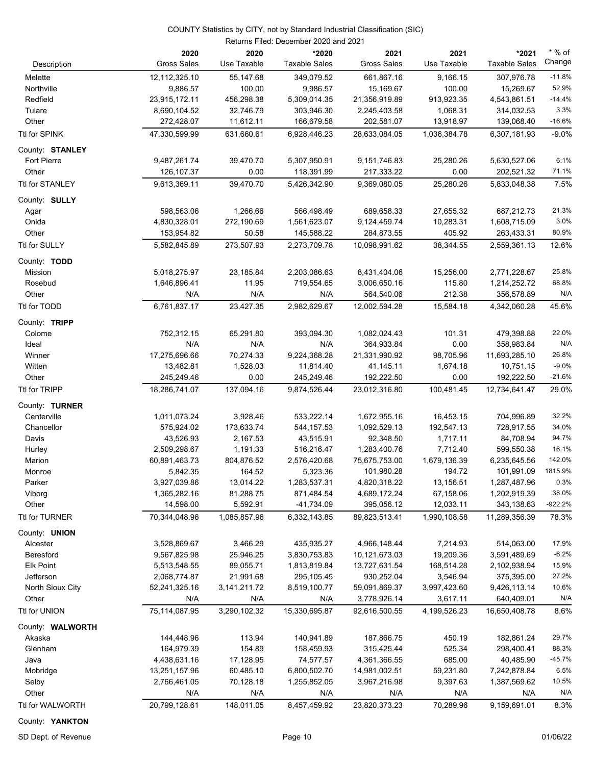COUNTY Statistics by CITY, not by Standard Industrial Classification (SIC)

Returns Filed: December 2020 and 2021

| Description | 2020 Gross Sales | 2020 Use Taxable | *2020 Taxable Sales | 2021 Gross Sales | 2021 Use Taxable | *2021 Taxable Sales | * % of Change |
|---|---|---|---|---|---|---|---|
| Melette | 12,112,325.10 | 55,147.68 | 349,079.52 | 661,867.16 | 9,166.15 | 307,976.78 | -11.8% |
| Northville | 9,886.57 | 100.00 | 9,986.57 | 15,169.67 | 100.00 | 15,269.67 | 52.9% |
| Redfield | 23,915,172.11 | 456,298.38 | 5,309,014.35 | 21,356,919.89 | 913,923.35 | 4,543,861.51 | -14.4% |
| Tulare | 8,690,104.52 | 32,746.79 | 303,946.30 | 2,245,403.58 | 1,068.31 | 314,032.53 | 3.3% |
| Other | 272,428.07 | 11,612.11 | 166,679.58 | 202,581.07 | 13,918.97 | 139,068.40 | -16.6% |
| Ttl for SPINK | 47,330,599.99 | 631,660.61 | 6,928,446.23 | 28,633,084.05 | 1,036,384.78 | 6,307,181.93 | -9.0% |
| County: **STANLEY** | | | | | | | |
| Fort Pierre | 9,487,261.74 | 39,470.70 | 5,307,950.91 | 9,151,746.83 | 25,280.26 | 5,630,527.06 | 6.1% |
| Other | 126,107.37 | 0.00 | 118,391.99 | 217,333.22 | 0.00 | 202,521.32 | 71.1% |
| Ttl for STANLEY | 9,613,369.11 | 39,470.70 | 5,426,342.90 | 9,369,080.05 | 25,280.26 | 5,833,048.38 | 7.5% |
| County: **SULLY** | | | | | | | |
| Agar | 598,563.06 | 1,266.66 | 566,498.49 | 689,658.33 | 27,655.32 | 687,212.73 | 21.3% |
| Onida | 4,830,328.01 | 272,190.69 | 1,561,623.07 | 9,124,459.74 | 10,283.31 | 1,608,715.09 | 3.0% |
| Other | 153,954.82 | 50.58 | 145,588.22 | 284,873.55 | 405.92 | 263,433.31 | 80.9% |
| Ttl for SULLY | 5,582,845.89 | 273,507.93 | 2,273,709.78 | 10,098,991.62 | 38,344.55 | 2,559,361.13 | 12.6% |
| County: **TODD** | | | | | | | |
| Mission | 5,018,275.97 | 23,185.84 | 2,203,086.63 | 8,431,404.06 | 15,256.00 | 2,771,228.67 | 25.8% |
| Rosebud | 1,646,896.41 | 11.95 | 719,554.65 | 3,006,650.16 | 115.80 | 1,214,252.72 | 68.8% |
| Other | N/A | N/A | N/A | 564,540.06 | 212.38 | 356,578.89 | N/A |
| Ttl for TODD | 6,761,837.17 | 23,427.35 | 2,982,629.67 | 12,002,594.28 | 15,584.18 | 4,342,060.28 | 45.6% |
| County: **TRIPP** | | | | | | | |
| Colome | 752,312.15 | 65,291.80 | 393,094.30 | 1,082,024.43 | 101.31 | 479,398.88 | 22.0% |
| Ideal | N/A | N/A | N/A | 364,933.84 | 0.00 | 358,983.84 | N/A |
| Winner | 17,275,696.66 | 70,274.33 | 9,224,368.28 | 21,331,990.92 | 98,705.96 | 11,693,285.10 | 26.8% |
| Witten | 13,482.81 | 1,528.03 | 11,814.40 | 41,145.11 | 1,674.18 | 10,751.15 | -9.0% |
| Other | 245,249.46 | 0.00 | 245,249.46 | 192,222.50 | 0.00 | 192,222.50 | -21.6% |
| Ttl for TRIPP | 18,286,741.07 | 137,094.16 | 9,874,526.44 | 23,012,316.80 | 100,481.45 | 12,734,641.47 | 29.0% |
| County: **TURNER** | | | | | | | |
| Centerville | 1,011,073.24 | 3,928.46 | 533,222.14 | 1,672,955.16 | 16,453.15 | 704,996.89 | 32.2% |
| Chancellor | 575,924.02 | 173,633.74 | 544,157.53 | 1,092,529.13 | 192,547.13 | 728,917.55 | 34.0% |
| Davis | 43,526.93 | 2,167.53 | 43,515.91 | 92,348.50 | 1,717.11 | 84,708.94 | 94.7% |
| Hurley | 2,509,298.67 | 1,191.33 | 516,216.47 | 1,283,400.76 | 7,712.40 | 599,550.38 | 16.1% |
| Marion | 60,891,463.73 | 804,876.52 | 2,576,420.68 | 75,675,753.00 | 1,679,136.39 | 6,235,645.56 | 142.0% |
| Monroe | 5,842.35 | 164.52 | 5,323.36 | 101,980.28 | 194.72 | 101,991.09 | 1815.9% |
| Parker | 3,927,039.86 | 13,014.22 | 1,283,537.31 | 4,820,318.22 | 13,156.51 | 1,287,487.96 | 0.3% |
| Viborg | 1,365,282.16 | 81,288.75 | 871,484.54 | 4,689,172.24 | 67,158.06 | 1,202,919.39 | 38.0% |
| Other | 14,598.00 | 5,592.91 | -41,734.09 | 395,056.12 | 12,033.11 | 343,138.63 | -922.2% |
| Ttl for TURNER | 70,344,048.96 | 1,085,857.96 | 6,332,143.85 | 89,823,513.41 | 1,990,108.58 | 11,289,356.39 | 78.3% |
| County: **UNION** | | | | | | | |
| Alcester | 3,528,869.67 | 3,466.29 | 435,935.27 | 4,966,148.44 | 7,214.93 | 514,063.00 | 17.9% |
| Beresford | 9,567,825.98 | 25,946.25 | 3,830,753.83 | 10,121,673.03 | 19,209.36 | 3,591,489.69 | -6.2% |
| Elk Point | 5,513,548.55 | 89,055.71 | 1,813,819.84 | 13,727,631.54 | 168,514.28 | 2,102,938.94 | 15.9% |
| Jefferson | 2,068,774.87 | 21,991.68 | 295,105.45 | 930,252.04 | 3,546.94 | 375,395.00 | 27.2% |
| North Sioux City | 52,241,325.16 | 3,141,211.72 | 8,519,100.77 | 59,091,869.37 | 3,997,423.60 | 9,426,113.14 | 10.6% |
| Other | N/A | N/A | N/A | 3,778,926.14 | 3,617.11 | 640,409.01 | N/A |
| Ttl for UNION | 75,114,087.95 | 3,290,102.32 | 15,330,695.87 | 92,616,500.55 | 4,199,526.23 | 16,650,408.78 | 8.6% |
| County: **WALWORTH** | | | | | | | |
| Akaska | 144,448.96 | 113.94 | 140,941.89 | 187,866.75 | 450.19 | 182,861.24 | 29.7% |
| Glenham | 164,979.39 | 154.89 | 158,459.93 | 315,425.44 | 525.34 | 298,400.41 | 88.3% |
| Java | 4,438,631.16 | 17,128.95 | 74,577.57 | 4,361,366.55 | 685.00 | 40,485.90 | -45.7% |
| Mobridge | 13,251,157.96 | 60,485.10 | 6,800,502.70 | 14,981,002.51 | 59,231.80 | 7,242,878.84 | 6.5% |
| Selby | 2,766,461.05 | 70,128.18 | 1,255,852.05 | 3,967,216.98 | 9,397.63 | 1,387,569.62 | 10.5% |
| Other | N/A | N/A | N/A | N/A | N/A | N/A | N/A |
| Ttl for WALWORTH | 20,799,128.61 | 148,011.05 | 8,457,459.92 | 23,820,373.23 | 70,289.96 | 9,159,691.01 | 8.3% |
| County: **YANKTON** | | | | | | | |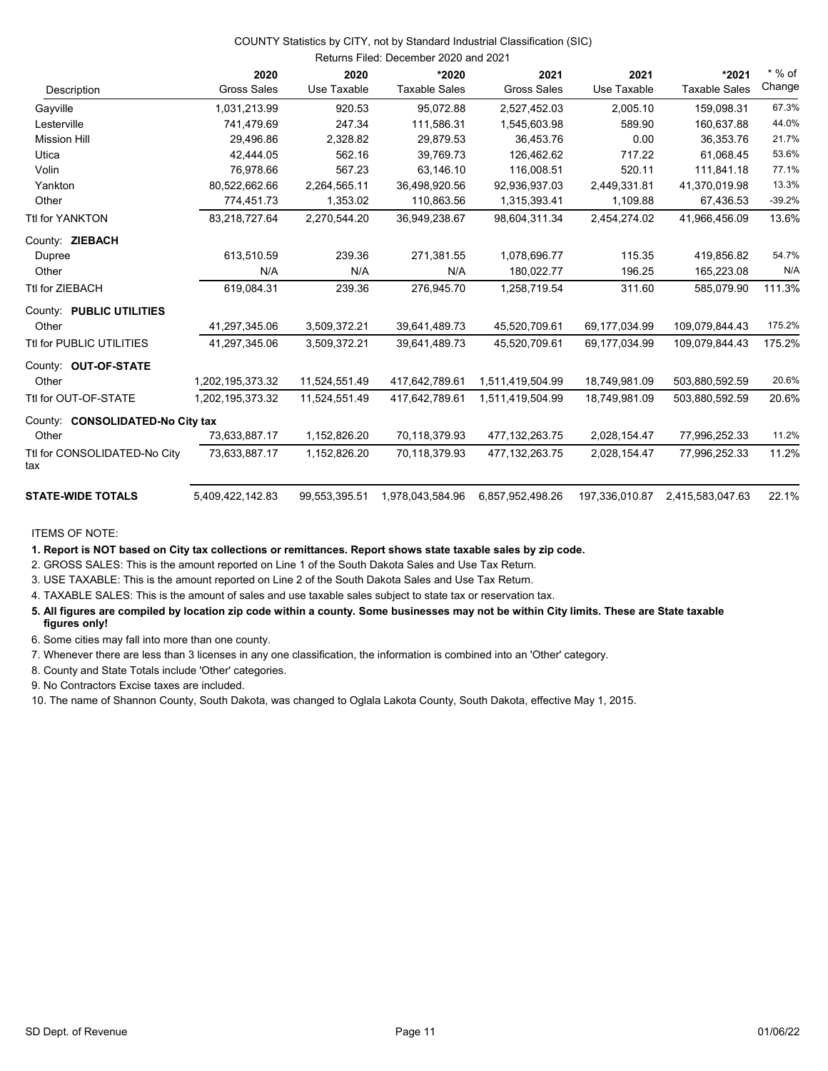COUNTY Statistics by CITY, not by Standard Industrial Classification (SIC)

Returns Filed: December 2020 and 2021

| Description | 2020 Gross Sales | 2020 Use Taxable | *2020 Taxable Sales | 2021 Gross Sales | 2021 Use Taxable | *2021 Taxable Sales | * % of Change |
|---|---|---|---|---|---|---|---|
| Gayville | 1,031,213.99 | 920.53 | 95,072.88 | 2,527,452.03 | 2,005.10 | 159,098.31 | 67.3% |
| Lesterville | 741,479.69 | 247.34 | 111,586.31 | 1,545,603.98 | 589.90 | 160,637.88 | 44.0% |
| Mission Hill | 29,496.86 | 2,328.82 | 29,879.53 | 36,453.76 | 0.00 | 36,353.76 | 21.7% |
| Utica | 42,444.05 | 562.16 | 39,769.73 | 126,462.62 | 717.22 | 61,068.45 | 53.6% |
| Volin | 76,978.66 | 567.23 | 63,146.10 | 116,008.51 | 520.11 | 111,841.18 | 77.1% |
| Yankton | 80,522,662.66 | 2,264,565.11 | 36,498,920.56 | 92,936,937.03 | 2,449,331.81 | 41,370,019.98 | 13.3% |
| Other | 774,451.73 | 1,353.02 | 110,863.56 | 1,315,393.41 | 1,109.88 | 67,436.53 | -39.2% |
| Ttl for YANKTON | 83,218,727.64 | 2,270,544.20 | 36,949,238.67 | 98,604,311.34 | 2,454,274.02 | 41,966,456.09 | 13.6% |
| County: **ZIEBACH** | | | | | | | |
| Dupree | 613,510.59 | 239.36 | 271,381.55 | 1,078,696.77 | 115.35 | 419,856.82 | 54.7% |
| Other | N/A | N/A | N/A | 180,022.77 | 196.25 | 165,223.08 | N/A |
| Ttl for ZIEBACH | 619,084.31 | 239.36 | 276,945.70 | 1,258,719.54 | 311.60 | 585,079.90 | 111.3% |
| County: **PUBLIC UTILITIES** | | | | | | | |
| Other | 41,297,345.06 | 3,509,372.21 | 39,641,489.73 | 45,520,709.61 | 69,177,034.99 | 109,079,844.43 | 175.2% |
| Ttl for PUBLIC UTILITIES | 41,297,345.06 | 3,509,372.21 | 39,641,489.73 | 45,520,709.61 | 69,177,034.99 | 109,079,844.43 | 175.2% |
| County: **OUT-OF-STATE** | | | | | | | |
| Other | 1,202,195,373.32 | 11,524,551.49 | 417,642,789.61 | 1,511,419,504.99 | 18,749,981.09 | 503,880,592.59 | 20.6% |
| Ttl for OUT-OF-STATE | 1,202,195,373.32 | 11,524,551.49 | 417,642,789.61 | 1,511,419,504.99 | 18,749,981.09 | 503,880,592.59 | 20.6% |
| County: **CONSOLIDATED-No City tax** | | | | | | | |
| Other | 73,633,887.17 | 1,152,826.20 | 70,118,379.93 | 477,132,263.75 | 2,028,154.47 | 77,996,252.33 | 11.2% |
| Ttl for CONSOLIDATED-No City tax | 73,633,887.17 | 1,152,826.20 | 70,118,379.93 | 477,132,263.75 | 2,028,154.47 | 77,996,252.33 | 11.2% |
| **STATE-WIDE TOTALS** | 5,409,422,142.83 | 99,553,395.51 | 1,978,043,584.96 | 6,857,952,498.26 | 197,336,010.87 | 2,415,583,047.63 | 22.1% |

ITEMS OF NOTE:

**1. Report is NOT based on City tax collections or remittances. Report shows state taxable sales by zip code.**

2. GROSS SALES: This is the amount reported on Line 1 of the South Dakota Sales and Use Tax Return.

3. USE TAXABLE: This is the amount reported on Line 2 of the South Dakota Sales and Use Tax Return.

4. TAXABLE SALES: This is the amount of sales and use taxable sales subject to state tax or reservation tax.

**5. All figures are compiled by location zip code within a county. Some businesses may not be within City limits. These are State taxable figures only!**

6. Some cities may fall into more than one county.

7. Whenever there are less than 3 licenses in any one classification, the information is combined into an 'Other' category.

8. County and State Totals include 'Other' categories.

9. No Contractors Excise taxes are included.

10. The name of Shannon County, South Dakota, was changed to Oglala Lakota County, South Dakota, effective May 1, 2015.